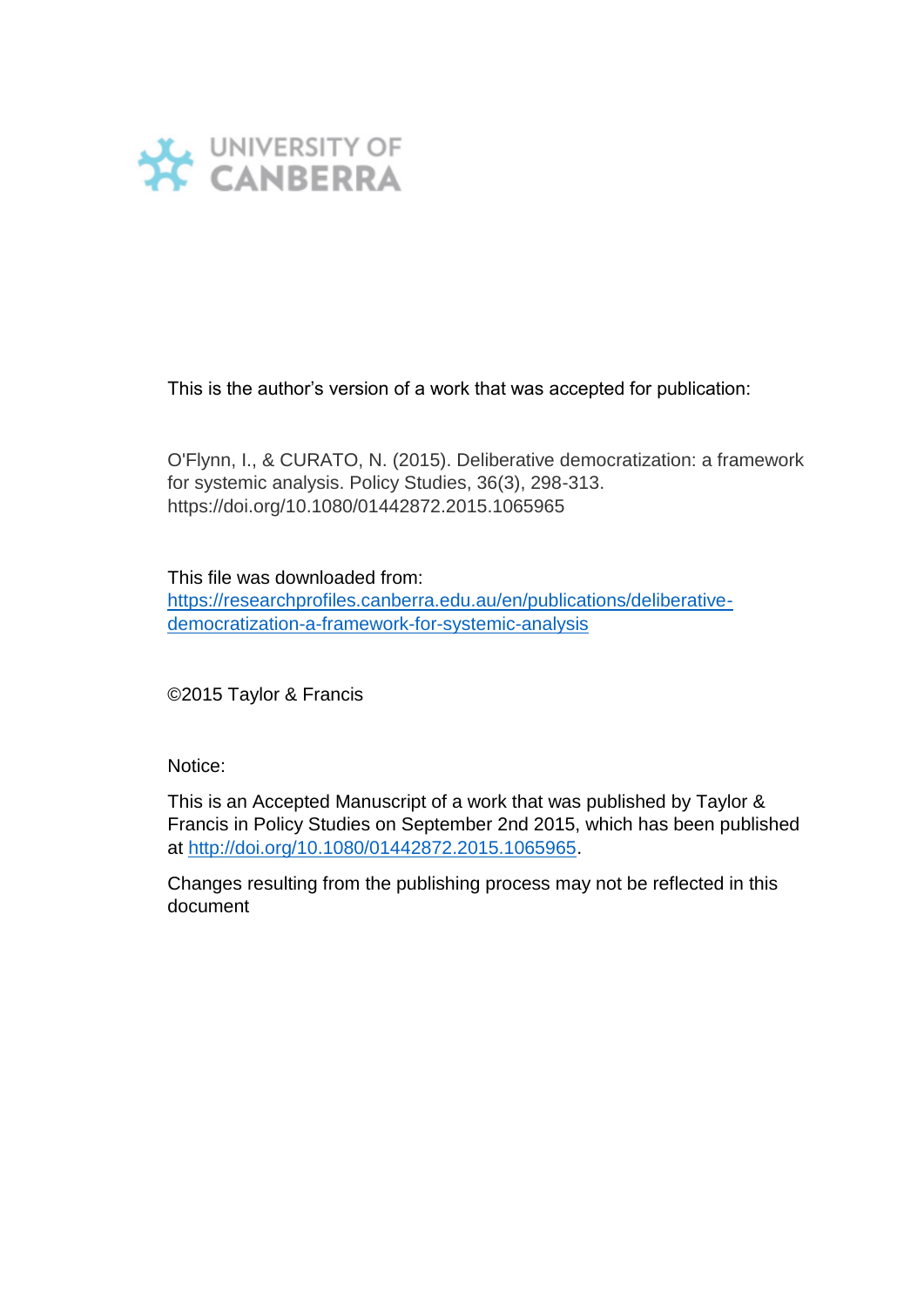UNIVERSITY OF CANBERRA

This is the author's version of a work that was accepted for publication:

O'Flynn, I., & CURATO, N. (2015). Deliberative democratization: a framework for systemic analysis. Policy Studies, 36(3), 298-313. https://doi.org/10.1080/01442872.2015.1065965

This file was downloaded from:
https://researchprofiles.canberra.edu.au/en/publications/deliberative-democratization-a-framework-for-systemic-analysis

©2015 Taylor & Francis

Notice:

This is an Accepted Manuscript of a work that was published by Taylor & Francis in Policy Studies on September 2nd 2015, which has been published at http://doi.org/10.1080/01442872.2015.1065965.

Changes resulting from the publishing process may not be reflected in this document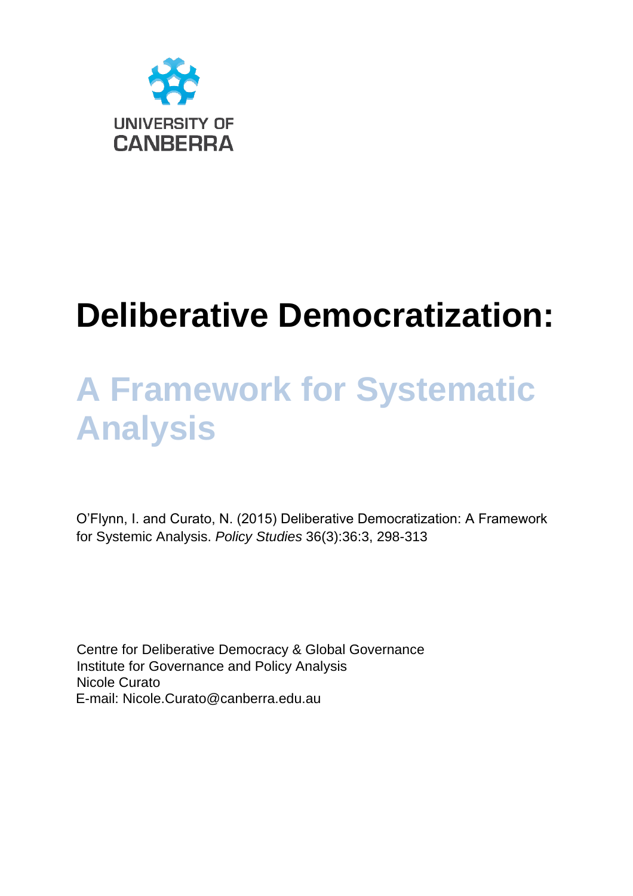UNIVERSITY OF CANBERRA

# Deliberative Democratization:

## A Framework for Systematic Analysis

O'Flynn, I. and Curato, N. (2015) Deliberative Democratization: A Framework for Systemic Analysis. *Policy Studies* 36(3):36:3, 298-313

Centre for Deliberative Democracy & Global Governance
Institute for Governance and Policy Analysis
Nicole Curato
E-mail: Nicole.Curato@canberra.edu.au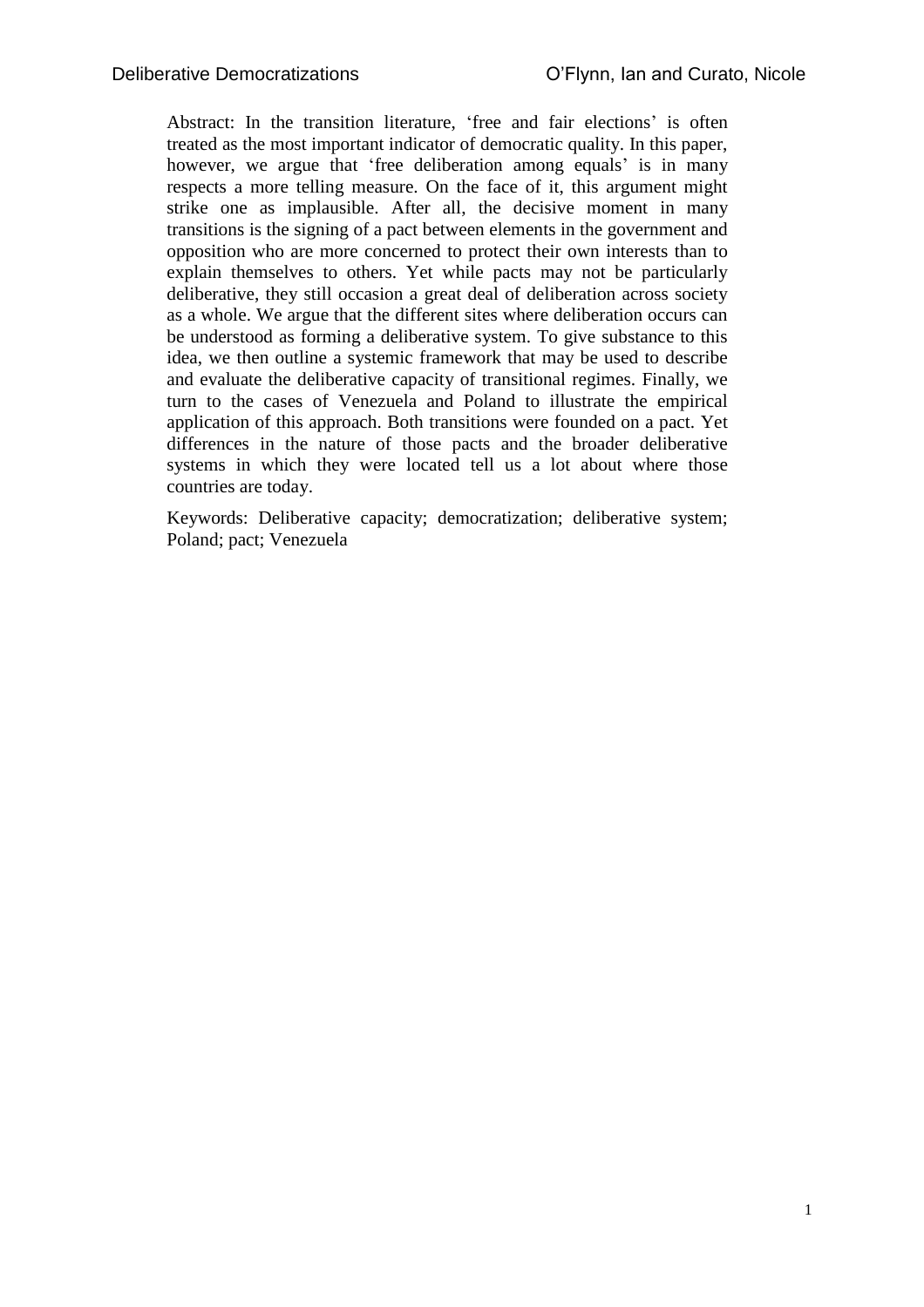Abstract: In the transition literature, ‘free and fair elections’ is often treated as the most important indicator of democratic quality. In this paper, however, we argue that ‘free deliberation among equals’ is in many respects a more telling measure. On the face of it, this argument might strike one as implausible. After all, the decisive moment in many transitions is the signing of a pact between elements in the government and opposition who are more concerned to protect their own interests than to explain themselves to others. Yet while pacts may not be particularly deliberative, they still occasion a great deal of deliberation across society as a whole. We argue that the different sites where deliberation occurs can be understood as forming a deliberative system. To give substance to this idea, we then outline a systemic framework that may be used to describe and evaluate the deliberative capacity of transitional regimes. Finally, we turn to the cases of Venezuela and Poland to illustrate the empirical application of this approach. Both transitions were founded on a pact. Yet differences in the nature of those pacts and the broader deliberative systems in which they were located tell us a lot about where those countries are today.

Keywords: Deliberative capacity; democratization; deliberative system; Poland; pact; Venezuela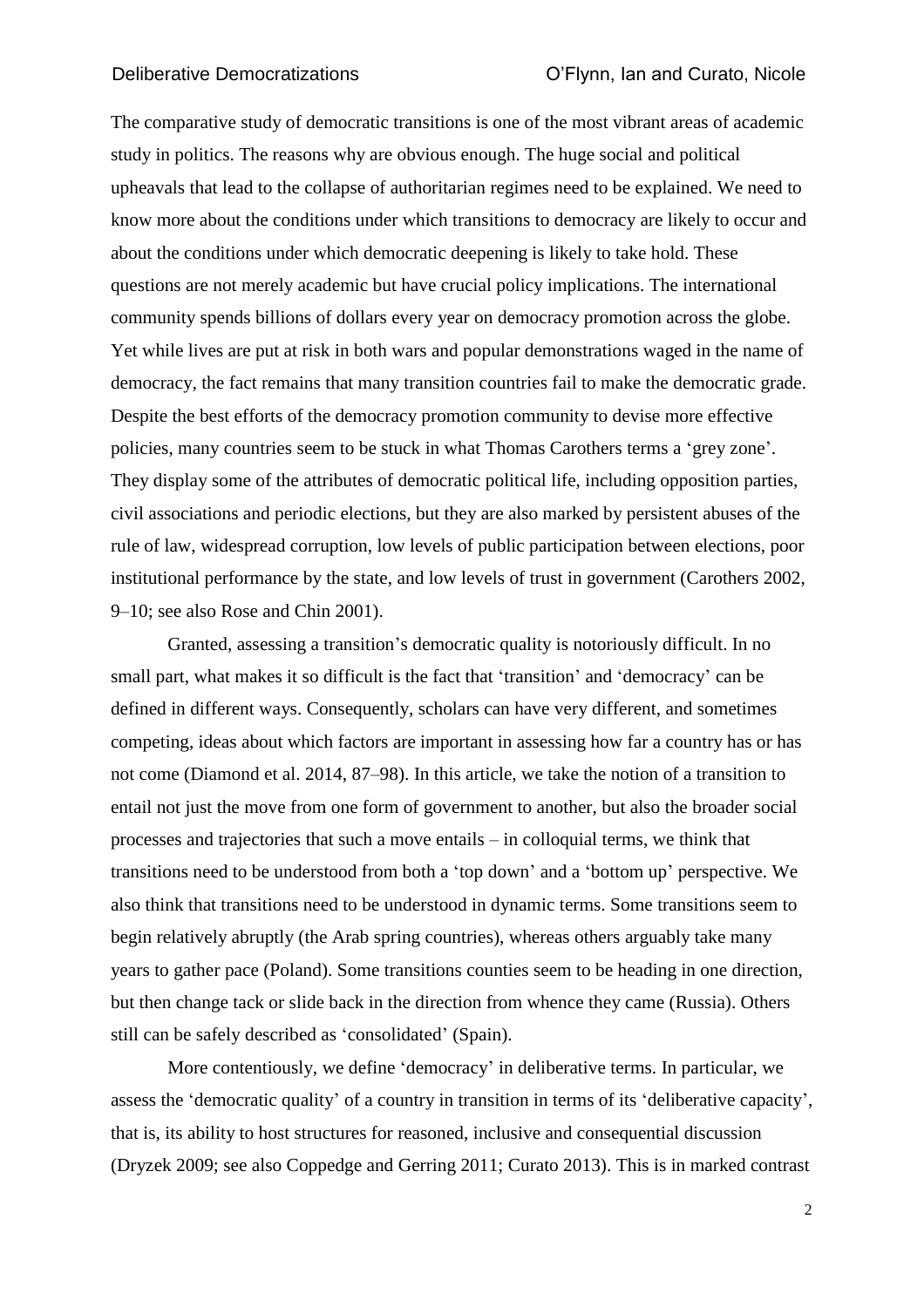The comparative study of democratic transitions is one of the most vibrant areas of academic study in politics. The reasons why are obvious enough. The huge social and political upheavals that lead to the collapse of authoritarian regimes need to be explained. We need to know more about the conditions under which transitions to democracy are likely to occur and about the conditions under which democratic deepening is likely to take hold. These questions are not merely academic but have crucial policy implications. The international community spends billions of dollars every year on democracy promotion across the globe. Yet while lives are put at risk in both wars and popular demonstrations waged in the name of democracy, the fact remains that many transition countries fail to make the democratic grade. Despite the best efforts of the democracy promotion community to devise more effective policies, many countries seem to be stuck in what Thomas Carothers terms a 'grey zone'. They display some of the attributes of democratic political life, including opposition parties, civil associations and periodic elections, but they are also marked by persistent abuses of the rule of law, widespread corruption, low levels of public participation between elections, poor institutional performance by the state, and low levels of trust in government (Carothers 2002, 9–10; see also Rose and Chin 2001).

Granted, assessing a transition's democratic quality is notoriously difficult. In no small part, what makes it so difficult is the fact that 'transition' and 'democracy' can be defined in different ways. Consequently, scholars can have very different, and sometimes competing, ideas about which factors are important in assessing how far a country has or has not come (Diamond et al. 2014, 87–98). In this article, we take the notion of a transition to entail not just the move from one form of government to another, but also the broader social processes and trajectories that such a move entails – in colloquial terms, we think that transitions need to be understood from both a 'top down' and a 'bottom up' perspective. We also think that transitions need to be understood in dynamic terms. Some transitions seem to begin relatively abruptly (the Arab spring countries), whereas others arguably take many years to gather pace (Poland). Some transitions counties seem to be heading in one direction, but then change tack or slide back in the direction from whence they came (Russia). Others still can be safely described as 'consolidated' (Spain).

More contentiously, we define 'democracy' in deliberative terms. In particular, we assess the 'democratic quality' of a country in transition in terms of its 'deliberative capacity', that is, its ability to host structures for reasoned, inclusive and consequential discussion (Dryzek 2009; see also Coppedge and Gerring 2011; Curato 2013). This is in marked contrast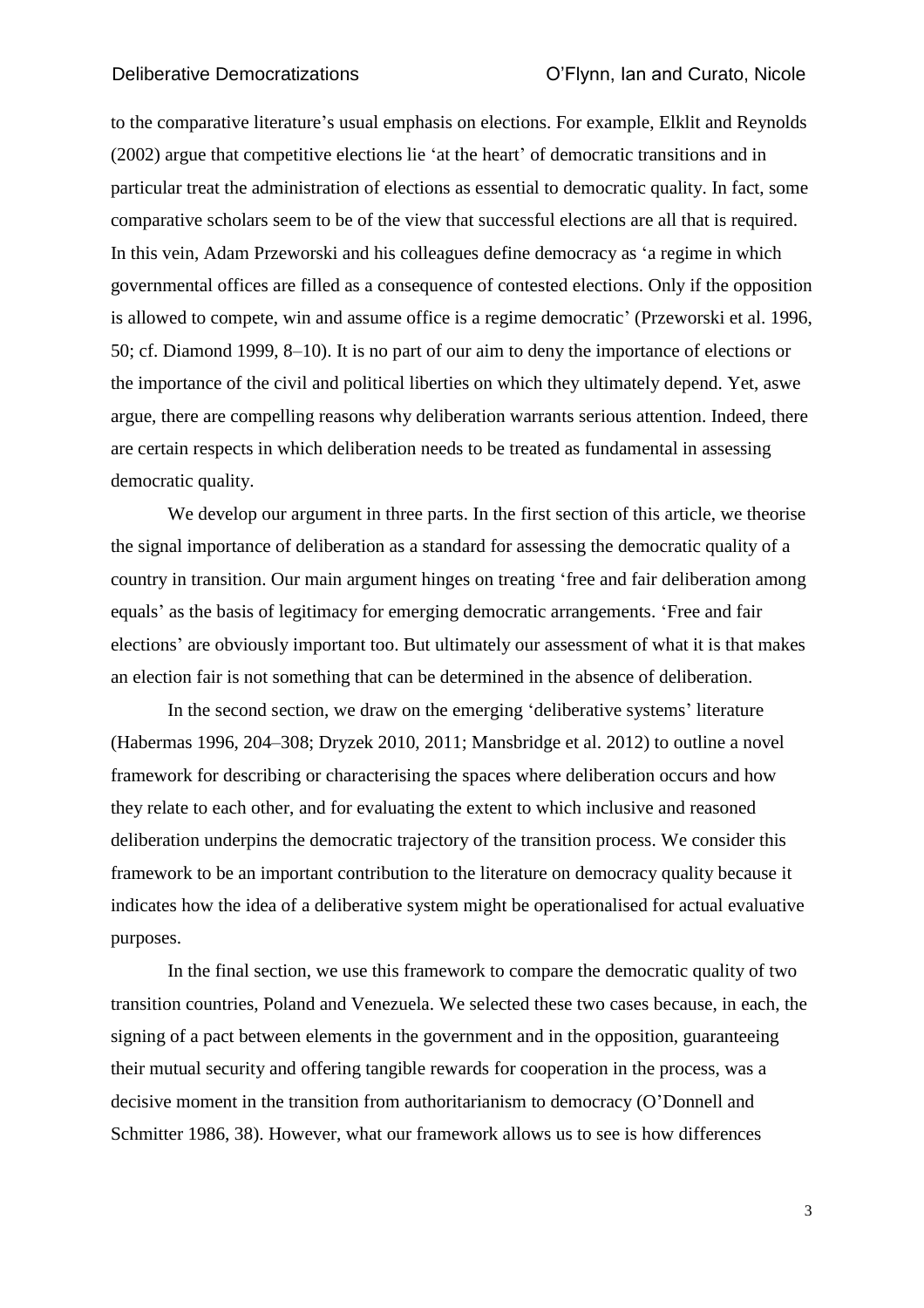to the comparative literature's usual emphasis on elections. For example, Elklit and Reynolds (2002) argue that competitive elections lie 'at the heart' of democratic transitions and in particular treat the administration of elections as essential to democratic quality. In fact, some comparative scholars seem to be of the view that successful elections are all that is required. In this vein, Adam Przeworski and his colleagues define democracy as 'a regime in which governmental offices are filled as a consequence of contested elections. Only if the opposition is allowed to compete, win and assume office is a regime democratic' (Przeworski et al. 1996, 50; cf. Diamond 1999, 8–10). It is no part of our aim to deny the importance of elections or the importance of the civil and political liberties on which they ultimately depend. Yet, aswe argue, there are compelling reasons why deliberation warrants serious attention. Indeed, there are certain respects in which deliberation needs to be treated as fundamental in assessing democratic quality.

We develop our argument in three parts. In the first section of this article, we theorise the signal importance of deliberation as a standard for assessing the democratic quality of a country in transition. Our main argument hinges on treating 'free and fair deliberation among equals' as the basis of legitimacy for emerging democratic arrangements. 'Free and fair elections' are obviously important too. But ultimately our assessment of what it is that makes an election fair is not something that can be determined in the absence of deliberation.

In the second section, we draw on the emerging 'deliberative systems' literature (Habermas 1996, 204–308; Dryzek 2010, 2011; Mansbridge et al. 2012) to outline a novel framework for describing or characterising the spaces where deliberation occurs and how they relate to each other, and for evaluating the extent to which inclusive and reasoned deliberation underpins the democratic trajectory of the transition process. We consider this framework to be an important contribution to the literature on democracy quality because it indicates how the idea of a deliberative system might be operationalised for actual evaluative purposes.

In the final section, we use this framework to compare the democratic quality of two transition countries, Poland and Venezuela. We selected these two cases because, in each, the signing of a pact between elements in the government and in the opposition, guaranteeing their mutual security and offering tangible rewards for cooperation in the process, was a decisive moment in the transition from authoritarianism to democracy (O'Donnell and Schmitter 1986, 38). However, what our framework allows us to see is how differences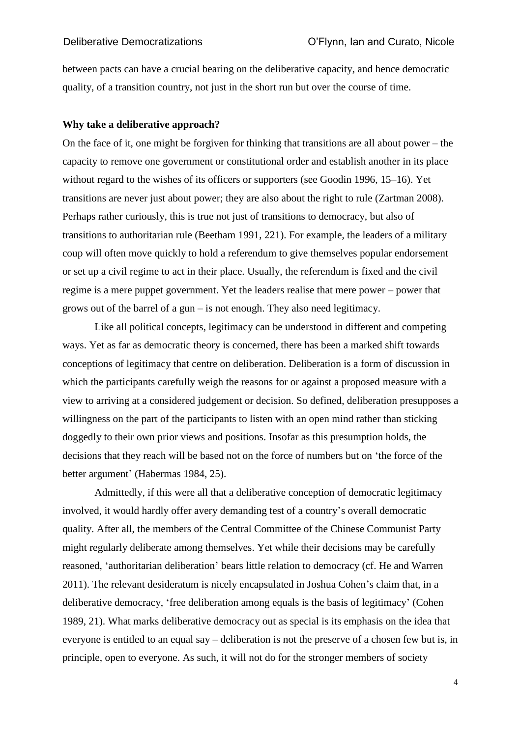between pacts can have a crucial bearing on the deliberative capacity, and hence democratic quality, of a transition country, not just in the short run but over the course of time.

**Why take a deliberative approach?**

On the face of it, one might be forgiven for thinking that transitions are all about power – the capacity to remove one government or constitutional order and establish another in its place without regard to the wishes of its officers or supporters (see Goodin 1996, 15–16). Yet transitions are never just about power; they are also about the right to rule (Zartman 2008). Perhaps rather curiously, this is true not just of transitions to democracy, but also of transitions to authoritarian rule (Beetham 1991, 221). For example, the leaders of a military coup will often move quickly to hold a referendum to give themselves popular endorsement or set up a civil regime to act in their place. Usually, the referendum is fixed and the civil regime is a mere puppet government. Yet the leaders realise that mere power – power that grows out of the barrel of a gun – is not enough. They also need legitimacy.

Like all political concepts, legitimacy can be understood in different and competing ways. Yet as far as democratic theory is concerned, there has been a marked shift towards conceptions of legitimacy that centre on deliberation. Deliberation is a form of discussion in which the participants carefully weigh the reasons for or against a proposed measure with a view to arriving at a considered judgement or decision. So defined, deliberation presupposes a willingness on the part of the participants to listen with an open mind rather than sticking doggedly to their own prior views and positions. Insofar as this presumption holds, the decisions that they reach will be based not on the force of numbers but on 'the force of the better argument' (Habermas 1984, 25).

Admittedly, if this were all that a deliberative conception of democratic legitimacy involved, it would hardly offer avery demanding test of a country's overall democratic quality. After all, the members of the Central Committee of the Chinese Communist Party might regularly deliberate among themselves. Yet while their decisions may be carefully reasoned, 'authoritarian deliberation' bears little relation to democracy (cf. He and Warren 2011). The relevant desideratum is nicely encapsulated in Joshua Cohen's claim that, in a deliberative democracy, 'free deliberation among equals is the basis of legitimacy' (Cohen 1989, 21). What marks deliberative democracy out as special is its emphasis on the idea that everyone is entitled to an equal say – deliberation is not the preserve of a chosen few but is, in principle, open to everyone. As such, it will not do for the stronger members of society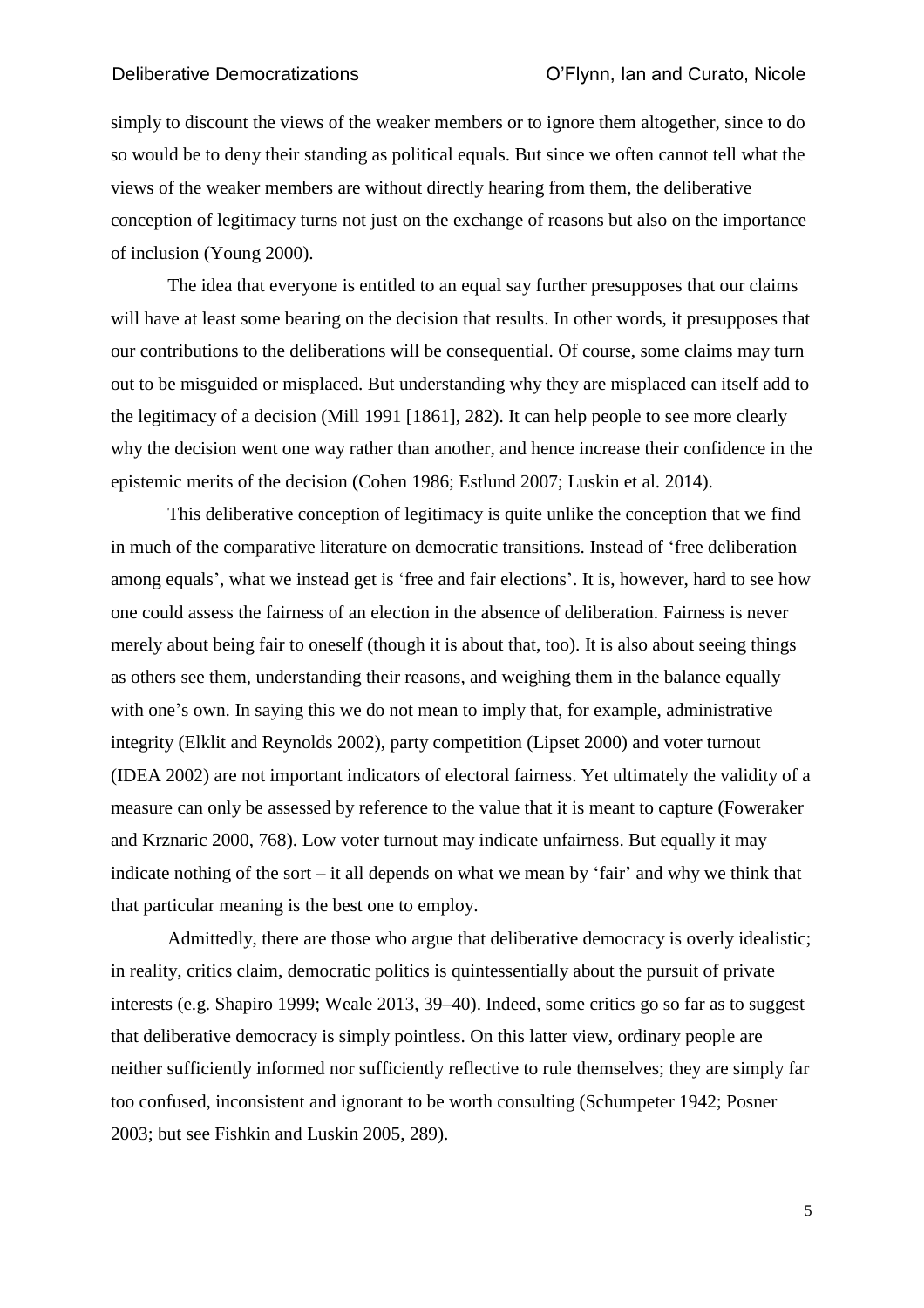simply to discount the views of the weaker members or to ignore them altogether, since to do so would be to deny their standing as political equals. But since we often cannot tell what the views of the weaker members are without directly hearing from them, the deliberative conception of legitimacy turns not just on the exchange of reasons but also on the importance of inclusion (Young 2000).

The idea that everyone is entitled to an equal say further presupposes that our claims will have at least some bearing on the decision that results. In other words, it presupposes that our contributions to the deliberations will be consequential. Of course, some claims may turn out to be misguided or misplaced. But understanding why they are misplaced can itself add to the legitimacy of a decision (Mill 1991 [1861], 282). It can help people to see more clearly why the decision went one way rather than another, and hence increase their confidence in the epistemic merits of the decision (Cohen 1986; Estlund 2007; Luskin et al. 2014).

This deliberative conception of legitimacy is quite unlike the conception that we find in much of the comparative literature on democratic transitions. Instead of 'free deliberation among equals', what we instead get is 'free and fair elections'. It is, however, hard to see how one could assess the fairness of an election in the absence of deliberation. Fairness is never merely about being fair to oneself (though it is about that, too). It is also about seeing things as others see them, understanding their reasons, and weighing them in the balance equally with one's own. In saying this we do not mean to imply that, for example, administrative integrity (Elklit and Reynolds 2002), party competition (Lipset 2000) and voter turnout (IDEA 2002) are not important indicators of electoral fairness. Yet ultimately the validity of a measure can only be assessed by reference to the value that it is meant to capture (Foweraker and Krznaric 2000, 768). Low voter turnout may indicate unfairness. But equally it may indicate nothing of the sort – it all depends on what we mean by 'fair' and why we think that that particular meaning is the best one to employ.

Admittedly, there are those who argue that deliberative democracy is overly idealistic; in reality, critics claim, democratic politics is quintessentially about the pursuit of private interests (e.g. Shapiro 1999; Weale 2013, 39–40). Indeed, some critics go so far as to suggest that deliberative democracy is simply pointless. On this latter view, ordinary people are neither sufficiently informed nor sufficiently reflective to rule themselves; they are simply far too confused, inconsistent and ignorant to be worth consulting (Schumpeter 1942; Posner 2003; but see Fishkin and Luskin 2005, 289).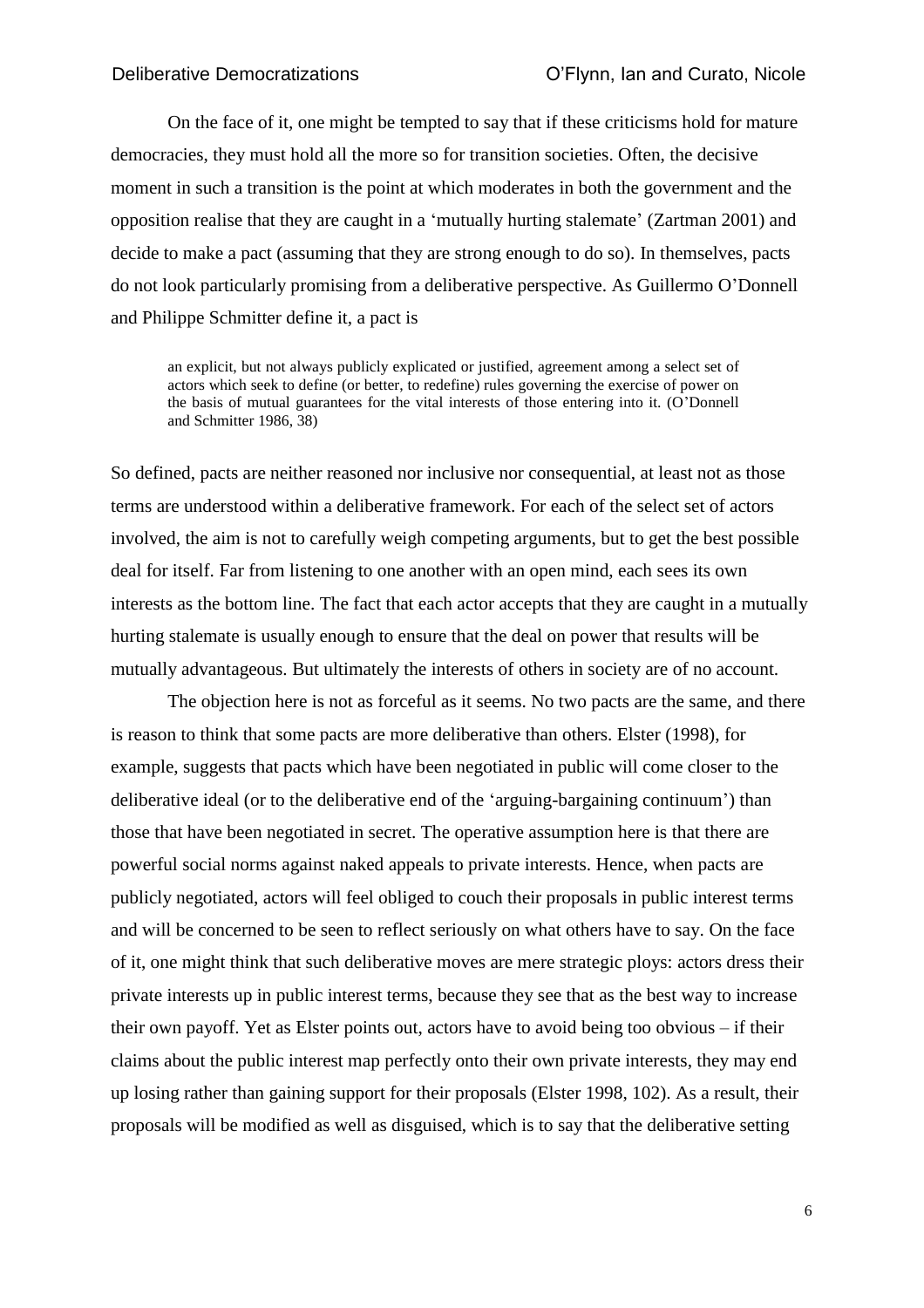On the face of it, one might be tempted to say that if these criticisms hold for mature democracies, they must hold all the more so for transition societies. Often, the decisive moment in such a transition is the point at which moderates in both the government and the opposition realise that they are caught in a 'mutually hurting stalemate' (Zartman 2001) and decide to make a pact (assuming that they are strong enough to do so). In themselves, pacts do not look particularly promising from a deliberative perspective. As Guillermo O'Donnell and Philippe Schmitter define it, a pact is

> an explicit, but not always publicly explicated or justified, agreement among a select set of actors which seek to define (or better, to redefine) rules governing the exercise of power on the basis of mutual guarantees for the vital interests of those entering into it. (O'Donnell and Schmitter 1986, 38)

So defined, pacts are neither reasoned nor inclusive nor consequential, at least not as those terms are understood within a deliberative framework. For each of the select set of actors involved, the aim is not to carefully weigh competing arguments, but to get the best possible deal for itself. Far from listening to one another with an open mind, each sees its own interests as the bottom line. The fact that each actor accepts that they are caught in a mutually hurting stalemate is usually enough to ensure that the deal on power that results will be mutually advantageous. But ultimately the interests of others in society are of no account.

The objection here is not as forceful as it seems. No two pacts are the same, and there is reason to think that some pacts are more deliberative than others. Elster (1998), for example, suggests that pacts which have been negotiated in public will come closer to the deliberative ideal (or to the deliberative end of the 'arguing-bargaining continuum') than those that have been negotiated in secret. The operative assumption here is that there are powerful social norms against naked appeals to private interests. Hence, when pacts are publicly negotiated, actors will feel obliged to couch their proposals in public interest terms and will be concerned to be seen to reflect seriously on what others have to say. On the face of it, one might think that such deliberative moves are mere strategic ploys: actors dress their private interests up in public interest terms, because they see that as the best way to increase their own payoff. Yet as Elster points out, actors have to avoid being too obvious – if their claims about the public interest map perfectly onto their own private interests, they may end up losing rather than gaining support for their proposals (Elster 1998, 102). As a result, their proposals will be modified as well as disguised, which is to say that the deliberative setting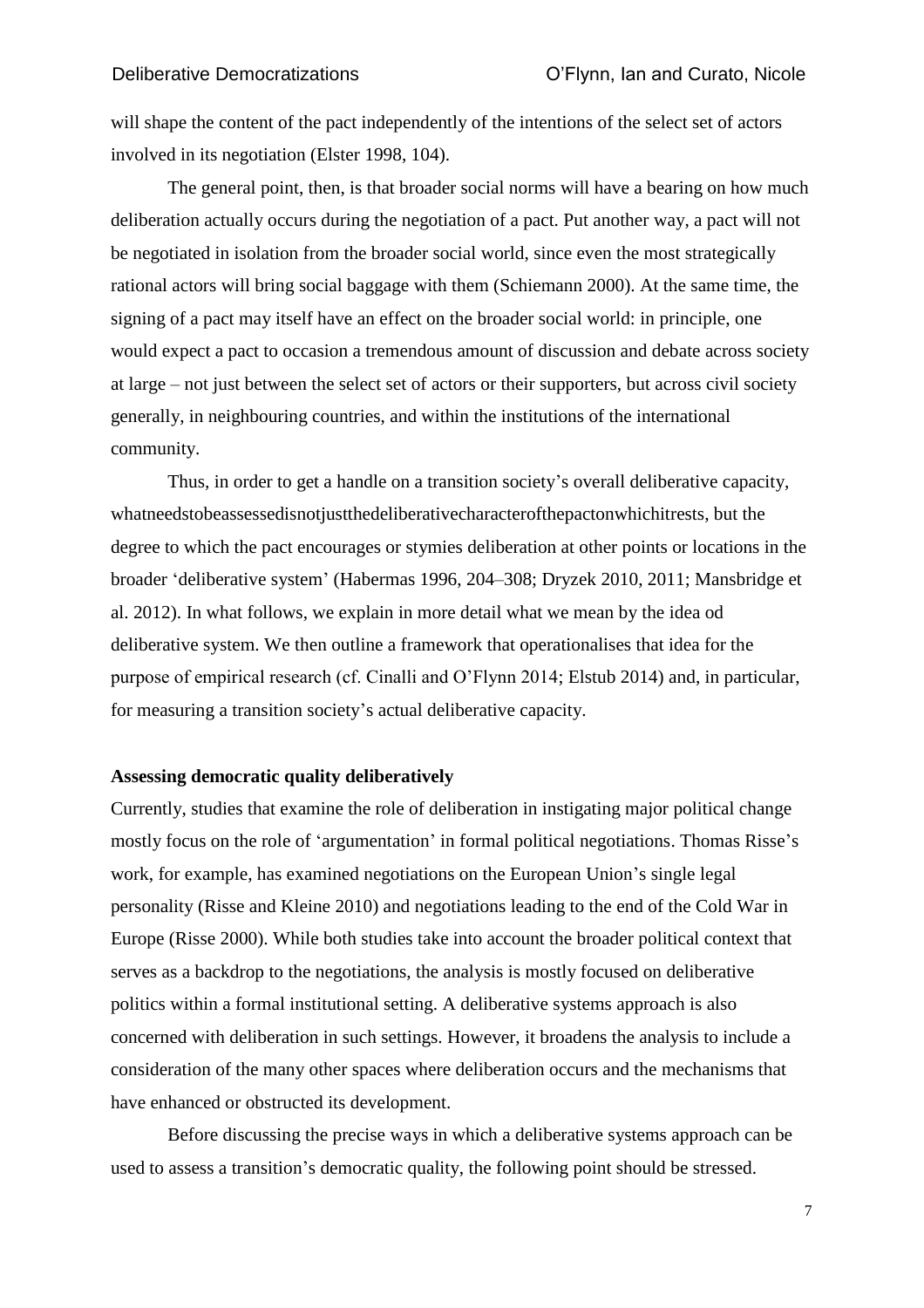will shape the content of the pact independently of the intentions of the select set of actors involved in its negotiation (Elster 1998, 104).

The general point, then, is that broader social norms will have a bearing on how much deliberation actually occurs during the negotiation of a pact. Put another way, a pact will not be negotiated in isolation from the broader social world, since even the most strategically rational actors will bring social baggage with them (Schiemann 2000). At the same time, the signing of a pact may itself have an effect on the broader social world: in principle, one would expect a pact to occasion a tremendous amount of discussion and debate across society at large – not just between the select set of actors or their supporters, but across civil society generally, in neighbouring countries, and within the institutions of the international community.

Thus, in order to get a handle on a transition society's overall deliberative capacity, whatneedstobeassessedisnotjustthedeliberativecharacterofthepactonwhichitrests, but the degree to which the pact encourages or stymies deliberation at other points or locations in the broader 'deliberative system' (Habermas 1996, 204–308; Dryzek 2010, 2011; Mansbridge et al. 2012). In what follows, we explain in more detail what we mean by the idea od deliberative system. We then outline a framework that operationalises that idea for the purpose of empirical research (cf. Cinalli and O'Flynn 2014; Elstub 2014) and, in particular, for measuring a transition society's actual deliberative capacity.

**Assessing democratic quality deliberatively**

Currently, studies that examine the role of deliberation in instigating major political change mostly focus on the role of 'argumentation' in formal political negotiations. Thomas Risse's work, for example, has examined negotiations on the European Union's single legal personality (Risse and Kleine 2010) and negotiations leading to the end of the Cold War in Europe (Risse 2000). While both studies take into account the broader political context that serves as a backdrop to the negotiations, the analysis is mostly focused on deliberative politics within a formal institutional setting. A deliberative systems approach is also concerned with deliberation in such settings. However, it broadens the analysis to include a consideration of the many other spaces where deliberation occurs and the mechanisms that have enhanced or obstructed its development.

Before discussing the precise ways in which a deliberative systems approach can be used to assess a transition's democratic quality, the following point should be stressed.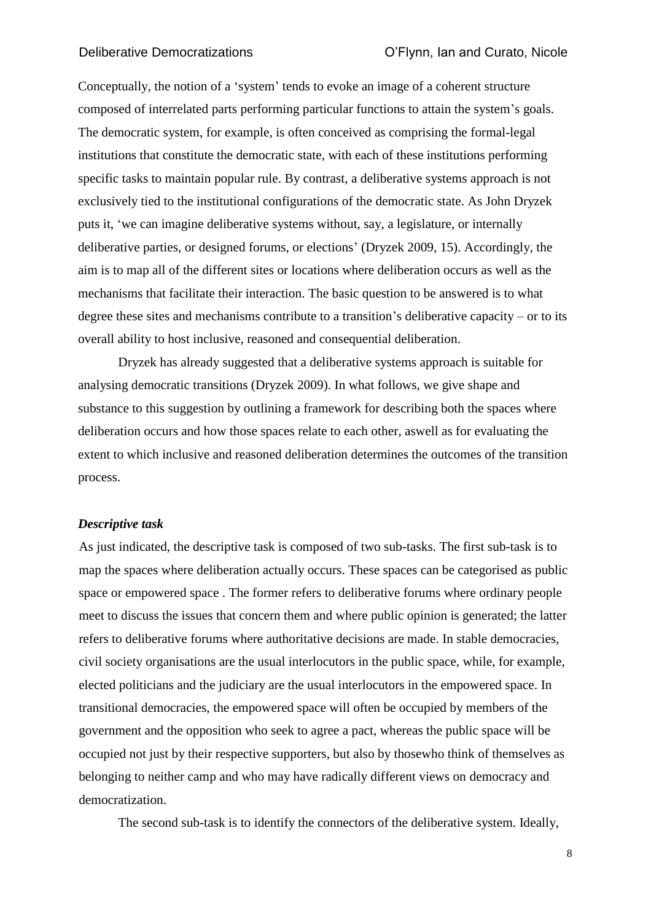Conceptually, the notion of a 'system' tends to evoke an image of a coherent structure composed of interrelated parts performing particular functions to attain the system's goals. The democratic system, for example, is often conceived as comprising the formal-legal institutions that constitute the democratic state, with each of these institutions performing specific tasks to maintain popular rule. By contrast, a deliberative systems approach is not exclusively tied to the institutional configurations of the democratic state. As John Dryzek puts it, 'we can imagine deliberative systems without, say, a legislature, or internally deliberative parties, or designed forums, or elections' (Dryzek 2009, 15). Accordingly, the aim is to map all of the different sites or locations where deliberation occurs as well as the mechanisms that facilitate their interaction. The basic question to be answered is to what degree these sites and mechanisms contribute to a transition's deliberative capacity – or to its overall ability to host inclusive, reasoned and consequential deliberation.

Dryzek has already suggested that a deliberative systems approach is suitable for analysing democratic transitions (Dryzek 2009). In what follows, we give shape and substance to this suggestion by outlining a framework for describing both the spaces where deliberation occurs and how those spaces relate to each other, aswell as for evaluating the extent to which inclusive and reasoned deliberation determines the outcomes of the transition process.

***Descriptive task***

As just indicated, the descriptive task is composed of two sub-tasks. The first sub-task is to map the spaces where deliberation actually occurs. These spaces can be categorised as public space or empowered space . The former refers to deliberative forums where ordinary people meet to discuss the issues that concern them and where public opinion is generated; the latter refers to deliberative forums where authoritative decisions are made. In stable democracies, civil society organisations are the usual interlocutors in the public space, while, for example, elected politicians and the judiciary are the usual interlocutors in the empowered space. In transitional democracies, the empowered space will often be occupied by members of the government and the opposition who seek to agree a pact, whereas the public space will be occupied not just by their respective supporters, but also by thosewho think of themselves as belonging to neither camp and who may have radically different views on democracy and democratization.

The second sub-task is to identify the connectors of the deliberative system. Ideally,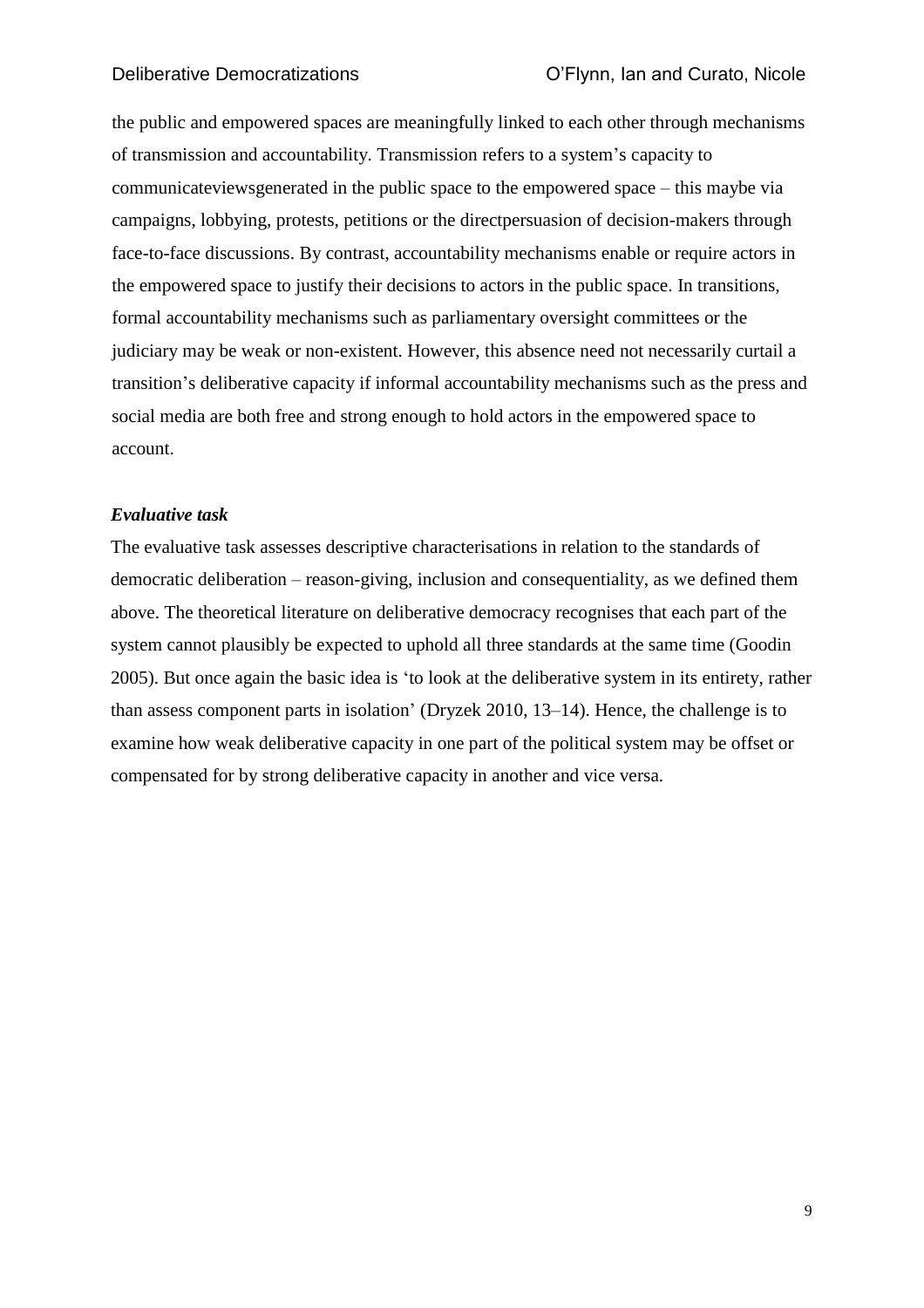the public and empowered spaces are meaningfully linked to each other through mechanisms of transmission and accountability. Transmission refers to a system's capacity to communicateviewsgenerated in the public space to the empowered space – this maybe via campaigns, lobbying, protests, petitions or the directpersuasion of decision-makers through face-to-face discussions. By contrast, accountability mechanisms enable or require actors in the empowered space to justify their decisions to actors in the public space. In transitions, formal accountability mechanisms such as parliamentary oversight committees or the judiciary may be weak or non-existent. However, this absence need not necessarily curtail a transition's deliberative capacity if informal accountability mechanisms such as the press and social media are both free and strong enough to hold actors in the empowered space to account.

***Evaluative task***

The evaluative task assesses descriptive characterisations in relation to the standards of democratic deliberation – reason-giving, inclusion and consequentiality, as we defined them above. The theoretical literature on deliberative democracy recognises that each part of the system cannot plausibly be expected to uphold all three standards at the same time (Goodin 2005). But once again the basic idea is 'to look at the deliberative system in its entirety, rather than assess component parts in isolation' (Dryzek 2010, 13–14). Hence, the challenge is to examine how weak deliberative capacity in one part of the political system may be offset or compensated for by strong deliberative capacity in another and vice versa.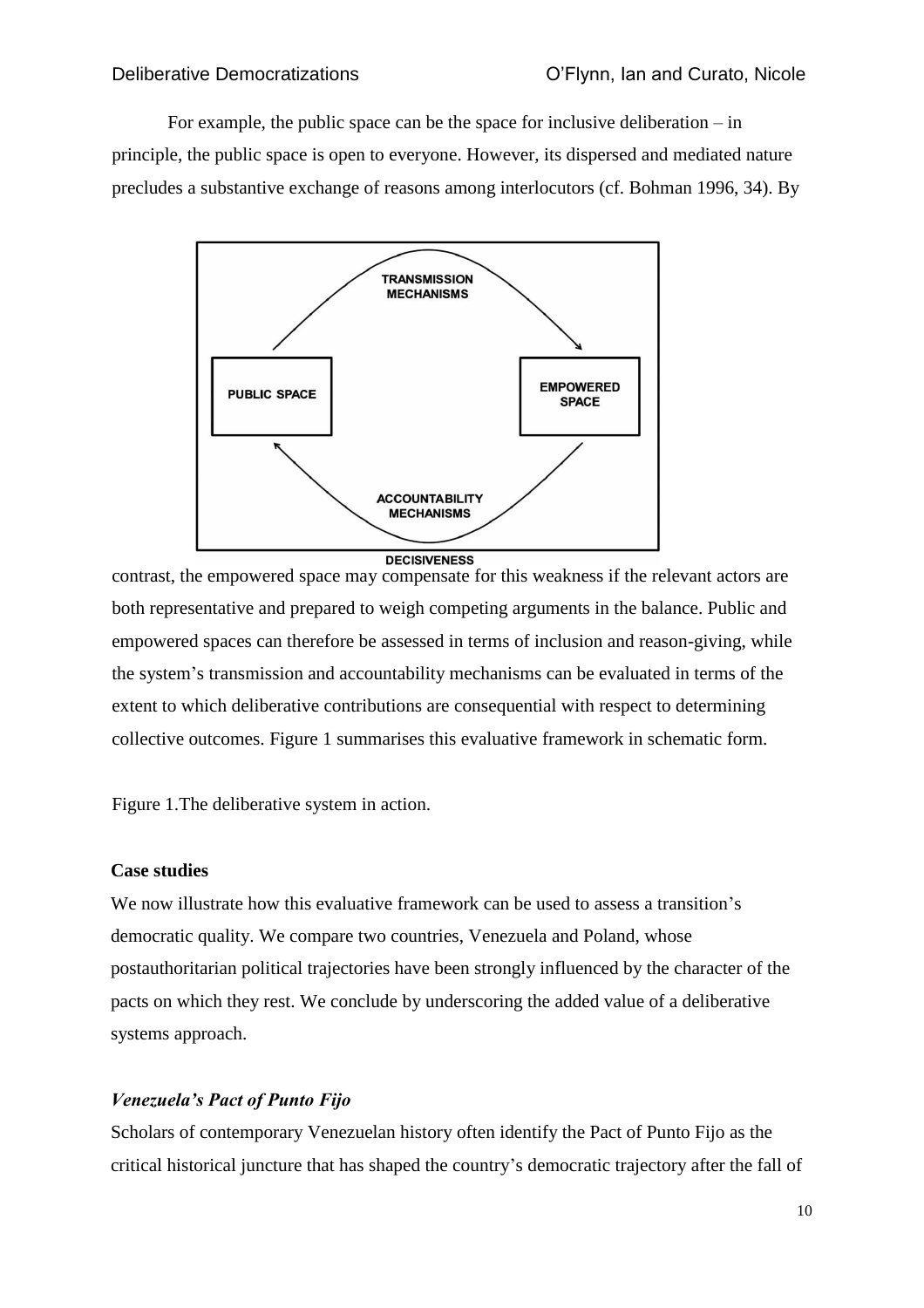For example, the public space can be the space for inclusive deliberation – in principle, the public space is open to everyone. However, its dispersed and mediated nature precludes a substantive exchange of reasons among interlocutors (cf. Bohman 1996, 34). By contrast, the empowered space may compensate for this weakness if the relevant actors are both representative and prepared to weigh competing arguments in the balance. Public and empowered spaces can therefore be assessed in terms of inclusion and reason-giving, while the system's transmission and accountability mechanisms can be evaluated in terms of the extent to which deliberative contributions are consequential with respect to determining collective outcomes. Figure 1 summarises this evaluative framework in schematic form.

TRANSMISSION MECHANISMS

PUBLIC SPACE

EMPOWERED SPACE

ACCOUNTABILITY MECHANISMS

DECISIVENESS

Figure 1.The deliberative system in action.

**Case studies**

We now illustrate how this evaluative framework can be used to assess a transition's democratic quality. We compare two countries, Venezuela and Poland, whose postauthoritarian political trajectories have been strongly influenced by the character of the pacts on which they rest. We conclude by underscoring the added value of a deliberative systems approach.

***Venezuela's Pact of Punto Fijo***

Scholars of contemporary Venezuelan history often identify the Pact of Punto Fijo as the critical historical juncture that has shaped the country's democratic trajectory after the fall of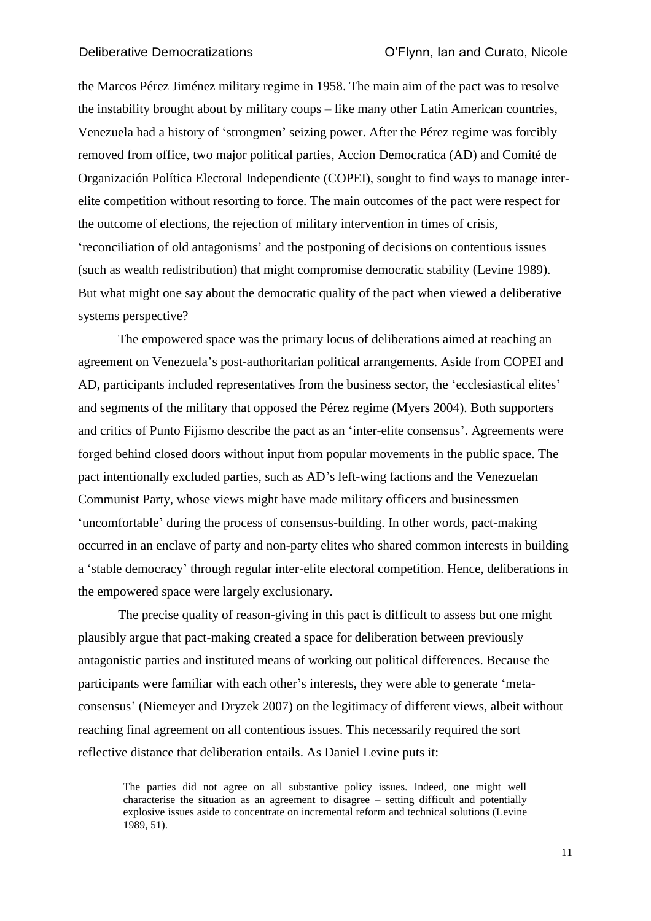the Marcos Pérez Jiménez military regime in 1958. The main aim of the pact was to resolve the instability brought about by military coups – like many other Latin American countries, Venezuela had a history of 'strongmen' seizing power. After the Pérez regime was forcibly removed from office, two major political parties, Accion Democratica (AD) and Comité de Organización Política Electoral Independiente (COPEI), sought to find ways to manage inter-elite competition without resorting to force. The main outcomes of the pact were respect for the outcome of elections, the rejection of military intervention in times of crisis, 'reconciliation of old antagonisms' and the postponing of decisions on contentious issues (such as wealth redistribution) that might compromise democratic stability (Levine 1989). But what might one say about the democratic quality of the pact when viewed a deliberative systems perspective?

The empowered space was the primary locus of deliberations aimed at reaching an agreement on Venezuela's post-authoritarian political arrangements. Aside from COPEI and AD, participants included representatives from the business sector, the 'ecclesiastical elites' and segments of the military that opposed the Pérez regime (Myers 2004). Both supporters and critics of Punto Fijismo describe the pact as an 'inter-elite consensus'. Agreements were forged behind closed doors without input from popular movements in the public space. The pact intentionally excluded parties, such as AD's left-wing factions and the Venezuelan Communist Party, whose views might have made military officers and businessmen 'uncomfortable' during the process of consensus-building. In other words, pact-making occurred in an enclave of party and non-party elites who shared common interests in building a 'stable democracy' through regular inter-elite electoral competition. Hence, deliberations in the empowered space were largely exclusionary.

The precise quality of reason-giving in this pact is difficult to assess but one might plausibly argue that pact-making created a space for deliberation between previously antagonistic parties and instituted means of working out political differences. Because the participants were familiar with each other's interests, they were able to generate 'meta-consensus' (Niemeyer and Dryzek 2007) on the legitimacy of different views, albeit without reaching final agreement on all contentious issues. This necessarily required the sort reflective distance that deliberation entails. As Daniel Levine puts it:

> The parties did not agree on all substantive policy issues. Indeed, one might well characterise the situation as an agreement to disagree – setting difficult and potentially explosive issues aside to concentrate on incremental reform and technical solutions (Levine 1989, 51).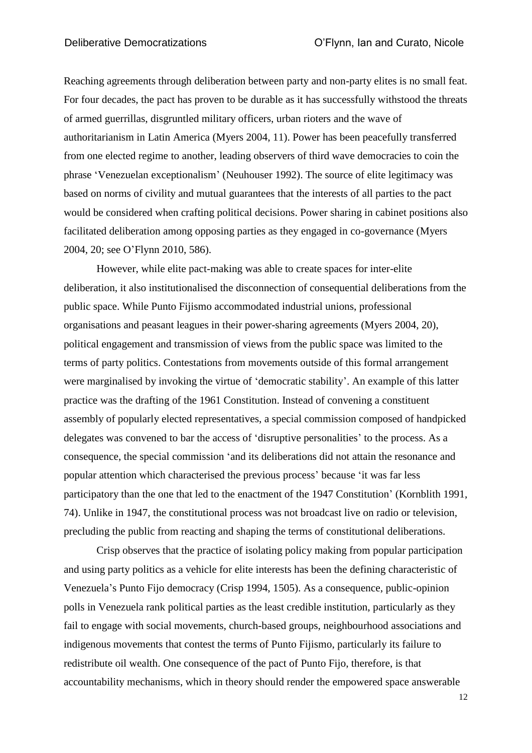Reaching agreements through deliberation between party and non-party elites is no small feat. For four decades, the pact has proven to be durable as it has successfully withstood the threats of armed guerrillas, disgruntled military officers, urban rioters and the wave of authoritarianism in Latin America (Myers 2004, 11). Power has been peacefully transferred from one elected regime to another, leading observers of third wave democracies to coin the phrase 'Venezuelan exceptionalism' (Neuhouser 1992). The source of elite legitimacy was based on norms of civility and mutual guarantees that the interests of all parties to the pact would be considered when crafting political decisions. Power sharing in cabinet positions also facilitated deliberation among opposing parties as they engaged in co-governance (Myers 2004, 20; see O'Flynn 2010, 586).

However, while elite pact-making was able to create spaces for inter-elite deliberation, it also institutionalised the disconnection of consequential deliberations from the public space. While Punto Fijismo accommodated industrial unions, professional organisations and peasant leagues in their power-sharing agreements (Myers 2004, 20), political engagement and transmission of views from the public space was limited to the terms of party politics. Contestations from movements outside of this formal arrangement were marginalised by invoking the virtue of 'democratic stability'. An example of this latter practice was the drafting of the 1961 Constitution. Instead of convening a constituent assembly of popularly elected representatives, a special commission composed of handpicked delegates was convened to bar the access of 'disruptive personalities' to the process. As a consequence, the special commission 'and its deliberations did not attain the resonance and popular attention which characterised the previous process' because 'it was far less participatory than the one that led to the enactment of the 1947 Constitution' (Kornblith 1991, 74). Unlike in 1947, the constitutional process was not broadcast live on radio or television, precluding the public from reacting and shaping the terms of constitutional deliberations.

Crisp observes that the practice of isolating policy making from popular participation and using party politics as a vehicle for elite interests has been the defining characteristic of Venezuela's Punto Fijo democracy (Crisp 1994, 1505). As a consequence, public-opinion polls in Venezuela rank political parties as the least credible institution, particularly as they fail to engage with social movements, church-based groups, neighbourhood associations and indigenous movements that contest the terms of Punto Fijismo, particularly its failure to redistribute oil wealth. One consequence of the pact of Punto Fijo, therefore, is that accountability mechanisms, which in theory should render the empowered space answerable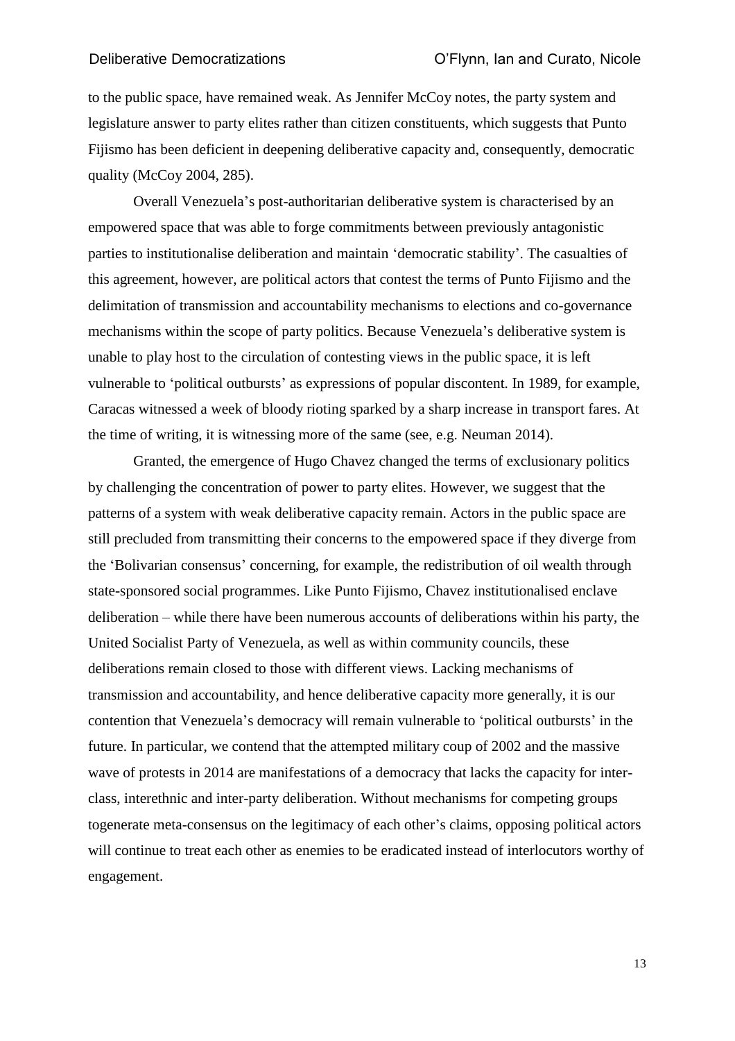to the public space, have remained weak. As Jennifer McCoy notes, the party system and legislature answer to party elites rather than citizen constituents, which suggests that Punto Fijismo has been deficient in deepening deliberative capacity and, consequently, democratic quality (McCoy 2004, 285).

Overall Venezuela's post-authoritarian deliberative system is characterised by an empowered space that was able to forge commitments between previously antagonistic parties to institutionalise deliberation and maintain 'democratic stability'. The casualties of this agreement, however, are political actors that contest the terms of Punto Fijismo and the delimitation of transmission and accountability mechanisms to elections and co-governance mechanisms within the scope of party politics. Because Venezuela's deliberative system is unable to play host to the circulation of contesting views in the public space, it is left vulnerable to 'political outbursts' as expressions of popular discontent. In 1989, for example, Caracas witnessed a week of bloody rioting sparked by a sharp increase in transport fares. At the time of writing, it is witnessing more of the same (see, e.g. Neuman 2014).

Granted, the emergence of Hugo Chavez changed the terms of exclusionary politics by challenging the concentration of power to party elites. However, we suggest that the patterns of a system with weak deliberative capacity remain. Actors in the public space are still precluded from transmitting their concerns to the empowered space if they diverge from the 'Bolivarian consensus' concerning, for example, the redistribution of oil wealth through state-sponsored social programmes. Like Punto Fijismo, Chavez institutionalised enclave deliberation – while there have been numerous accounts of deliberations within his party, the United Socialist Party of Venezuela, as well as within community councils, these deliberations remain closed to those with different views. Lacking mechanisms of transmission and accountability, and hence deliberative capacity more generally, it is our contention that Venezuela's democracy will remain vulnerable to 'political outbursts' in the future. In particular, we contend that the attempted military coup of 2002 and the massive wave of protests in 2014 are manifestations of a democracy that lacks the capacity for inter-class, interethnic and inter-party deliberation. Without mechanisms for competing groups togenerate meta-consensus on the legitimacy of each other's claims, opposing political actors will continue to treat each other as enemies to be eradicated instead of interlocutors worthy of engagement.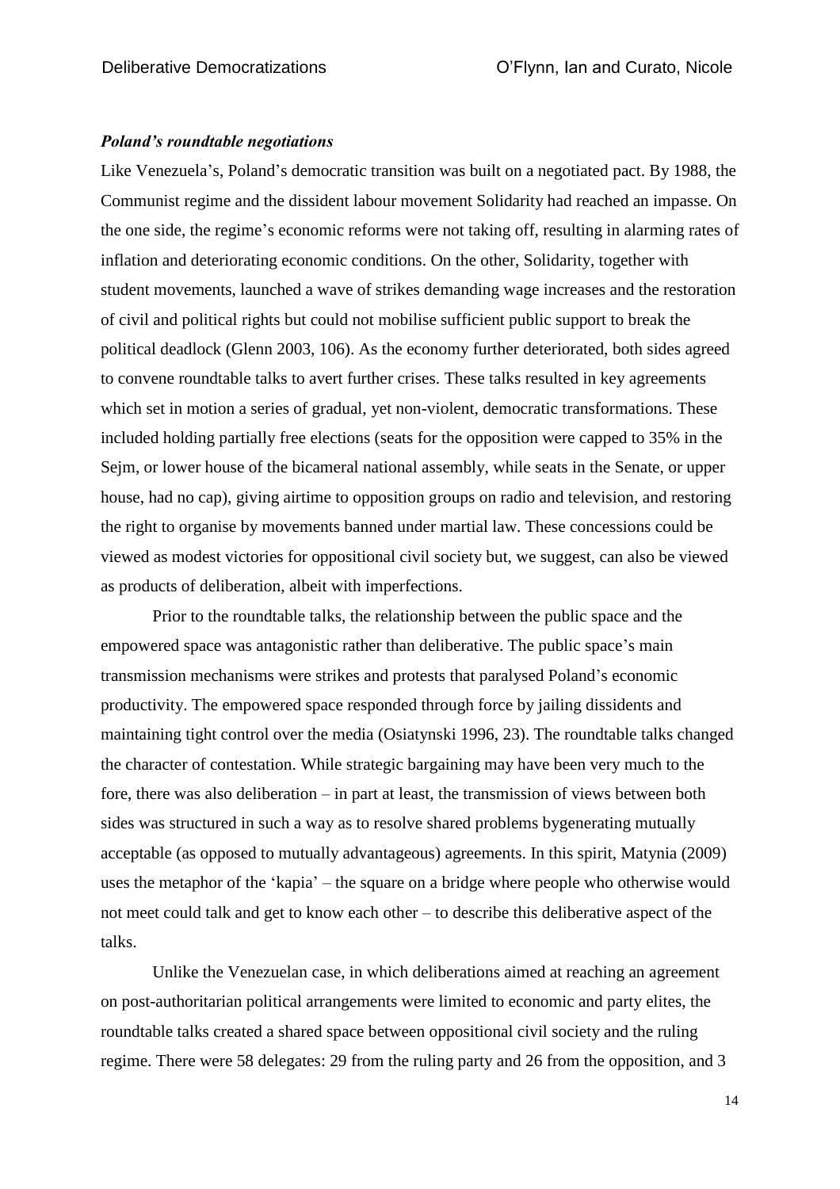### *Poland's roundtable negotiations*

Like Venezuela's, Poland's democratic transition was built on a negotiated pact. By 1988, the Communist regime and the dissident labour movement Solidarity had reached an impasse. On the one side, the regime's economic reforms were not taking off, resulting in alarming rates of inflation and deteriorating economic conditions. On the other, Solidarity, together with student movements, launched a wave of strikes demanding wage increases and the restoration of civil and political rights but could not mobilise sufficient public support to break the political deadlock (Glenn 2003, 106). As the economy further deteriorated, both sides agreed to convene roundtable talks to avert further crises. These talks resulted in key agreements which set in motion a series of gradual, yet non-violent, democratic transformations. These included holding partially free elections (seats for the opposition were capped to 35% in the Sejm, or lower house of the bicameral national assembly, while seats in the Senate, or upper house, had no cap), giving airtime to opposition groups on radio and television, and restoring the right to organise by movements banned under martial law. These concessions could be viewed as modest victories for oppositional civil society but, we suggest, can also be viewed as products of deliberation, albeit with imperfections.

Prior to the roundtable talks, the relationship between the public space and the empowered space was antagonistic rather than deliberative. The public space's main transmission mechanisms were strikes and protests that paralysed Poland's economic productivity. The empowered space responded through force by jailing dissidents and maintaining tight control over the media (Osiatynski 1996, 23). The roundtable talks changed the character of contestation. While strategic bargaining may have been very much to the fore, there was also deliberation – in part at least, the transmission of views between both sides was structured in such a way as to resolve shared problems bygenerating mutually acceptable (as opposed to mutually advantageous) agreements. In this spirit, Matynia (2009) uses the metaphor of the 'kapia' – the square on a bridge where people who otherwise would not meet could talk and get to know each other – to describe this deliberative aspect of the talks.

Unlike the Venezuelan case, in which deliberations aimed at reaching an agreement on post-authoritarian political arrangements were limited to economic and party elites, the roundtable talks created a shared space between oppositional civil society and the ruling regime. There were 58 delegates: 29 from the ruling party and 26 from the opposition, and 3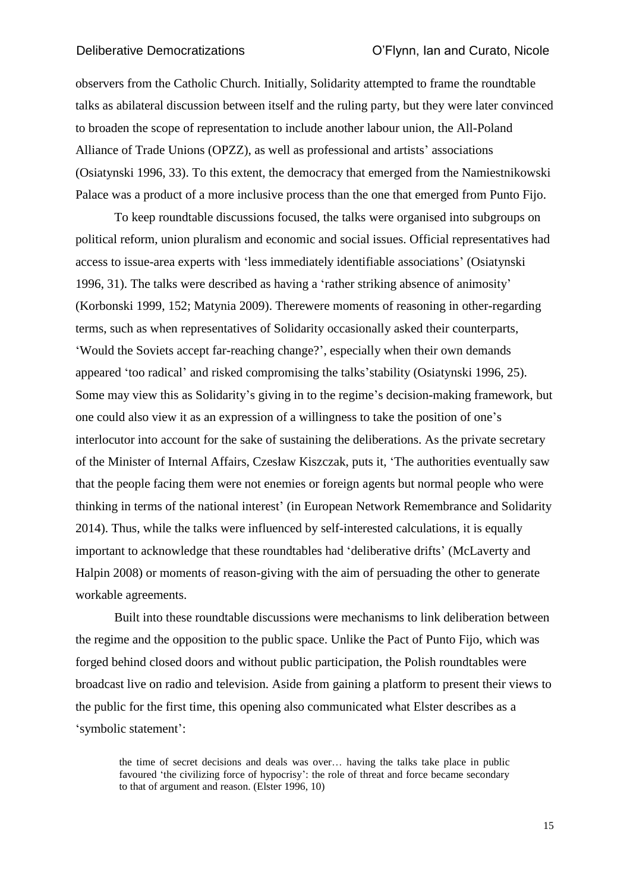observers from the Catholic Church. Initially, Solidarity attempted to frame the roundtable talks as abilateral discussion between itself and the ruling party, but they were later convinced to broaden the scope of representation to include another labour union, the All-Poland Alliance of Trade Unions (OPZZ), as well as professional and artists' associations (Osiatynski 1996, 33). To this extent, the democracy that emerged from the Namiestnikowski Palace was a product of a more inclusive process than the one that emerged from Punto Fijo.

To keep roundtable discussions focused, the talks were organised into subgroups on political reform, union pluralism and economic and social issues. Official representatives had access to issue-area experts with 'less immediately identifiable associations' (Osiatynski 1996, 31). The talks were described as having a 'rather striking absence of animosity' (Korbonski 1999, 152; Matynia 2009). Therewere moments of reasoning in other-regarding terms, such as when representatives of Solidarity occasionally asked their counterparts, 'Would the Soviets accept far-reaching change?', especially when their own demands appeared 'too radical' and risked compromising the talks'stability (Osiatynski 1996, 25). Some may view this as Solidarity's giving in to the regime's decision-making framework, but one could also view it as an expression of a willingness to take the position of one's interlocutor into account for the sake of sustaining the deliberations. As the private secretary of the Minister of Internal Affairs, Czesław Kiszczak, puts it, 'The authorities eventually saw that the people facing them were not enemies or foreign agents but normal people who were thinking in terms of the national interest' (in European Network Remembrance and Solidarity 2014). Thus, while the talks were influenced by self-interested calculations, it is equally important to acknowledge that these roundtables had 'deliberative drifts' (McLaverty and Halpin 2008) or moments of reason-giving with the aim of persuading the other to generate workable agreements.

Built into these roundtable discussions were mechanisms to link deliberation between the regime and the opposition to the public space. Unlike the Pact of Punto Fijo, which was forged behind closed doors and without public participation, the Polish roundtables were broadcast live on radio and television. Aside from gaining a platform to present their views to the public for the first time, this opening also communicated what Elster describes as a 'symbolic statement':

> the time of secret decisions and deals was over… having the talks take place in public favoured 'the civilizing force of hypocrisy': the role of threat and force became secondary to that of argument and reason. (Elster 1996, 10)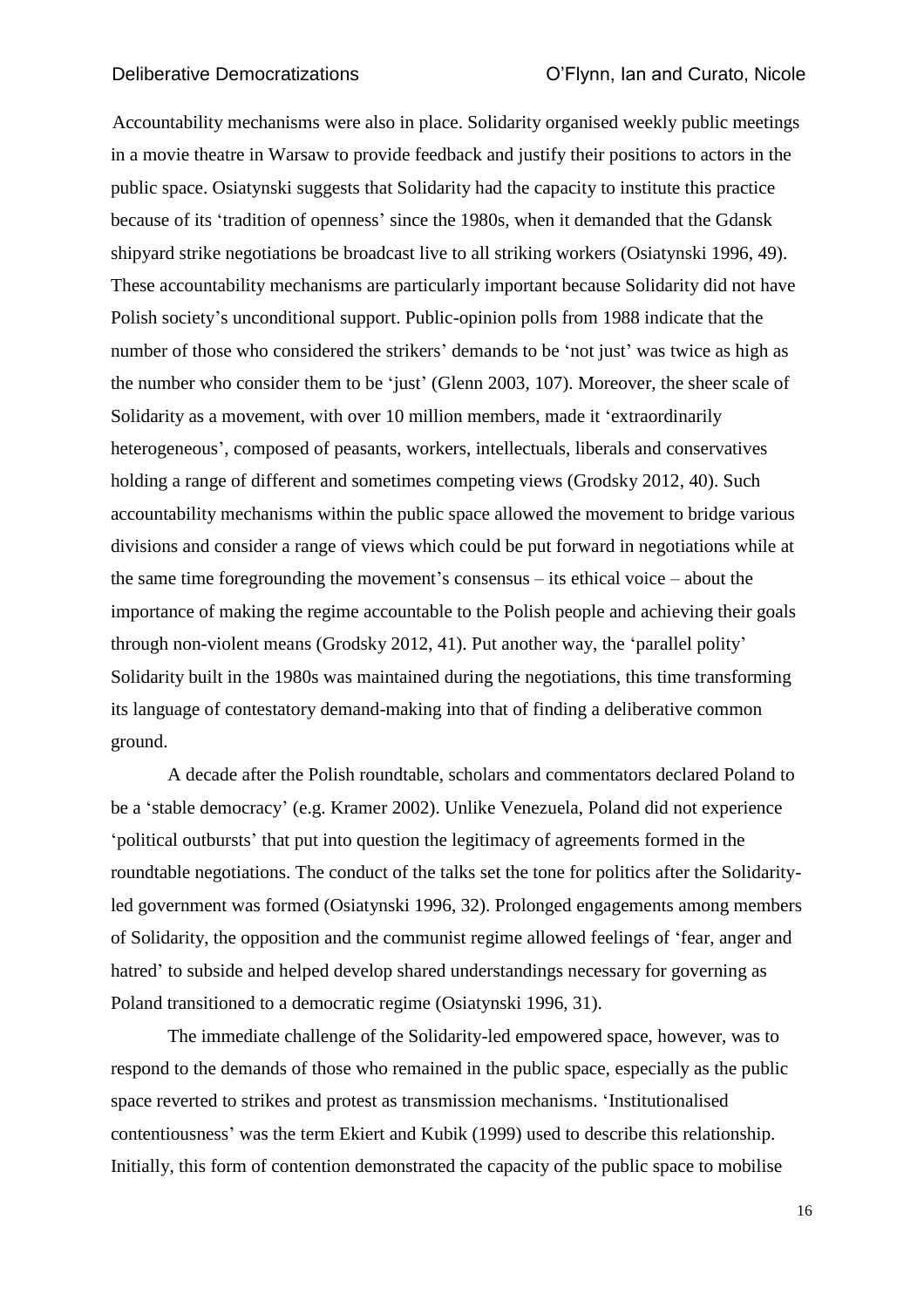Accountability mechanisms were also in place. Solidarity organised weekly public meetings in a movie theatre in Warsaw to provide feedback and justify their positions to actors in the public space. Osiatynski suggests that Solidarity had the capacity to institute this practice because of its 'tradition of openness' since the 1980s, when it demanded that the Gdansk shipyard strike negotiations be broadcast live to all striking workers (Osiatynski 1996, 49). These accountability mechanisms are particularly important because Solidarity did not have Polish society's unconditional support. Public-opinion polls from 1988 indicate that the number of those who considered the strikers' demands to be 'not just' was twice as high as the number who consider them to be 'just' (Glenn 2003, 107). Moreover, the sheer scale of Solidarity as a movement, with over 10 million members, made it 'extraordinarily heterogeneous', composed of peasants, workers, intellectuals, liberals and conservatives holding a range of different and sometimes competing views (Grodsky 2012, 40). Such accountability mechanisms within the public space allowed the movement to bridge various divisions and consider a range of views which could be put forward in negotiations while at the same time foregrounding the movement's consensus – its ethical voice – about the importance of making the regime accountable to the Polish people and achieving their goals through non-violent means (Grodsky 2012, 41). Put another way, the 'parallel polity' Solidarity built in the 1980s was maintained during the negotiations, this time transforming its language of contestatory demand-making into that of finding a deliberative common ground.

A decade after the Polish roundtable, scholars and commentators declared Poland to be a 'stable democracy' (e.g. Kramer 2002). Unlike Venezuela, Poland did not experience 'political outbursts' that put into question the legitimacy of agreements formed in the roundtable negotiations. The conduct of the talks set the tone for politics after the Solidarity-led government was formed (Osiatynski 1996, 32). Prolonged engagements among members of Solidarity, the opposition and the communist regime allowed feelings of 'fear, anger and hatred' to subside and helped develop shared understandings necessary for governing as Poland transitioned to a democratic regime (Osiatynski 1996, 31).

The immediate challenge of the Solidarity-led empowered space, however, was to respond to the demands of those who remained in the public space, especially as the public space reverted to strikes and protest as transmission mechanisms. 'Institutionalised contentiousness' was the term Ekiert and Kubik (1999) used to describe this relationship. Initially, this form of contention demonstrated the capacity of the public space to mobilise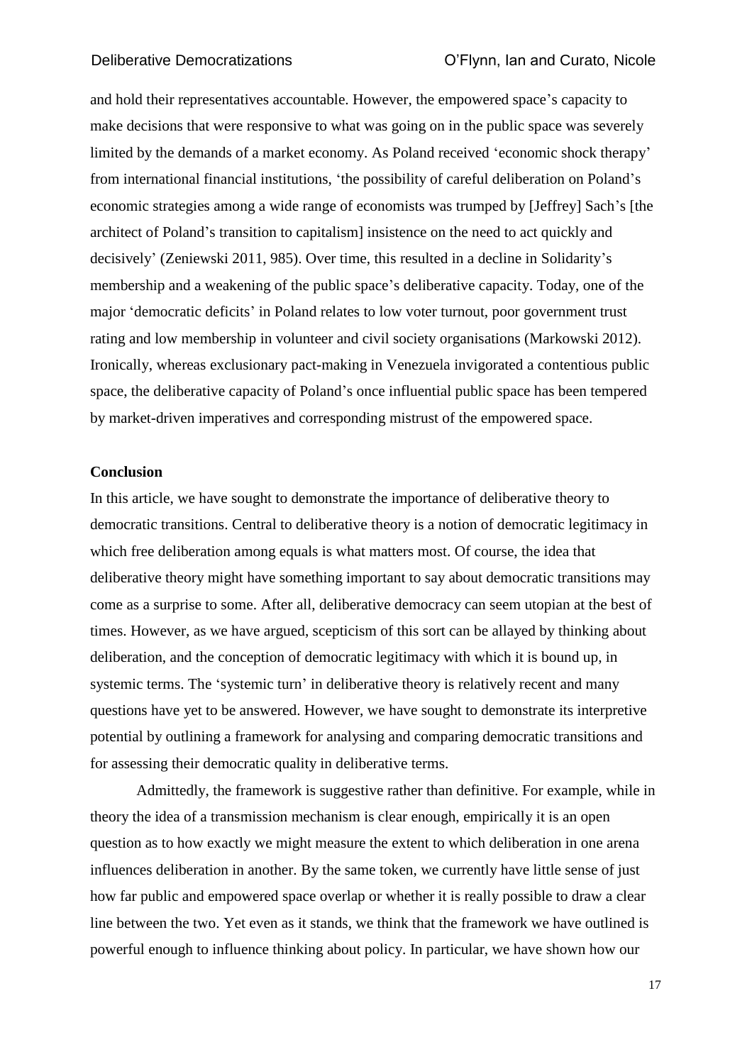and hold their representatives accountable. However, the empowered space's capacity to make decisions that were responsive to what was going on in the public space was severely limited by the demands of a market economy. As Poland received 'economic shock therapy' from international financial institutions, 'the possibility of careful deliberation on Poland's economic strategies among a wide range of economists was trumped by [Jeffrey] Sach's [the architect of Poland's transition to capitalism] insistence on the need to act quickly and decisively' (Zeniewski 2011, 985). Over time, this resulted in a decline in Solidarity's membership and a weakening of the public space's deliberative capacity. Today, one of the major 'democratic deficits' in Poland relates to low voter turnout, poor government trust rating and low membership in volunteer and civil society organisations (Markowski 2012). Ironically, whereas exclusionary pact-making in Venezuela invigorated a contentious public space, the deliberative capacity of Poland's once influential public space has been tempered by market-driven imperatives and corresponding mistrust of the empowered space.

**Conclusion**

In this article, we have sought to demonstrate the importance of deliberative theory to democratic transitions. Central to deliberative theory is a notion of democratic legitimacy in which free deliberation among equals is what matters most. Of course, the idea that deliberative theory might have something important to say about democratic transitions may come as a surprise to some. After all, deliberative democracy can seem utopian at the best of times. However, as we have argued, scepticism of this sort can be allayed by thinking about deliberation, and the conception of democratic legitimacy with which it is bound up, in systemic terms. The 'systemic turn' in deliberative theory is relatively recent and many questions have yet to be answered. However, we have sought to demonstrate its interpretive potential by outlining a framework for analysing and comparing democratic transitions and for assessing their democratic quality in deliberative terms.

Admittedly, the framework is suggestive rather than definitive. For example, while in theory the idea of a transmission mechanism is clear enough, empirically it is an open question as to how exactly we might measure the extent to which deliberation in one arena influences deliberation in another. By the same token, we currently have little sense of just how far public and empowered space overlap or whether it is really possible to draw a clear line between the two. Yet even as it stands, we think that the framework we have outlined is powerful enough to influence thinking about policy. In particular, we have shown how our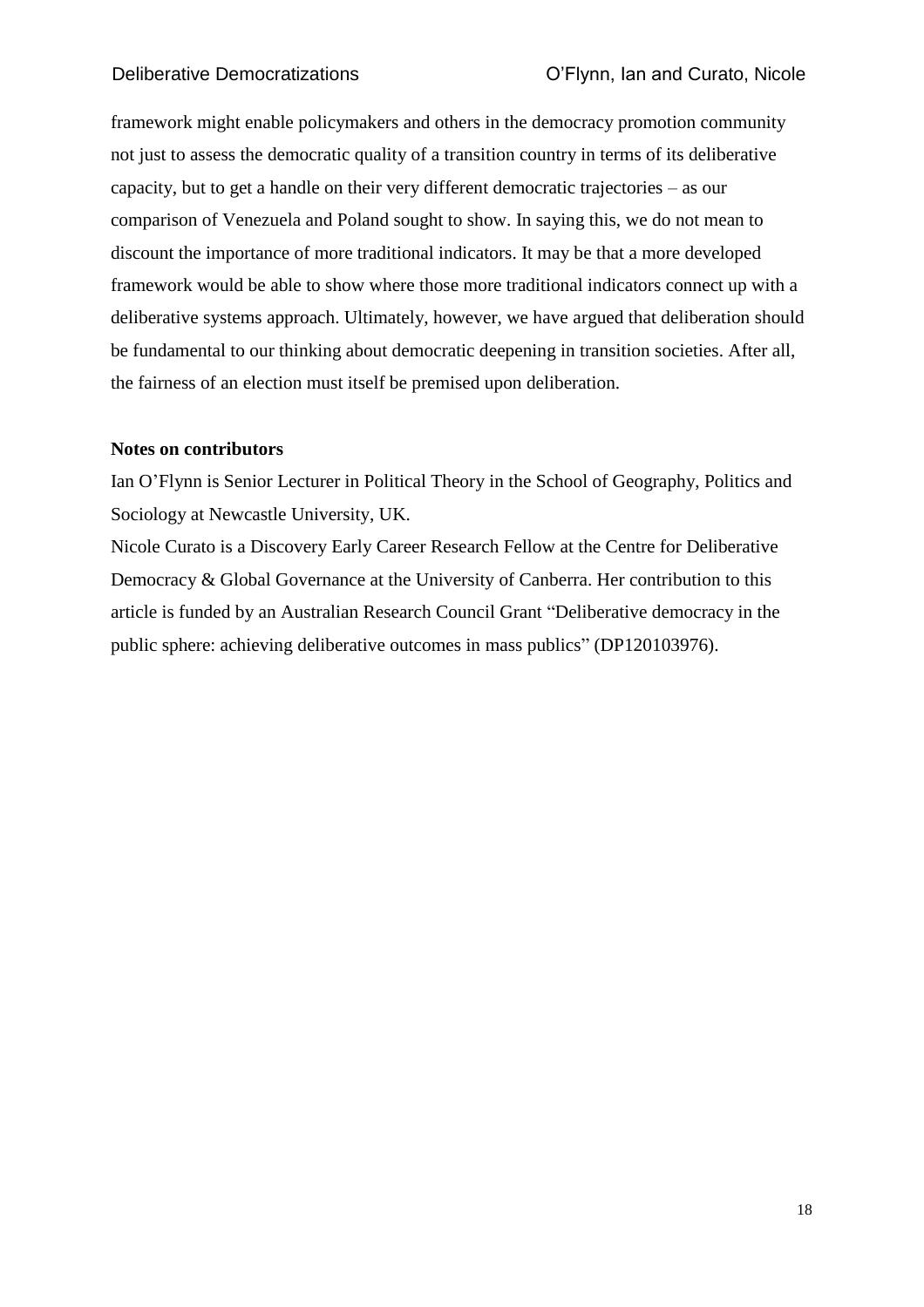framework might enable policymakers and others in the democracy promotion community not just to assess the democratic quality of a transition country in terms of its deliberative capacity, but to get a handle on their very different democratic trajectories – as our comparison of Venezuela and Poland sought to show. In saying this, we do not mean to discount the importance of more traditional indicators. It may be that a more developed framework would be able to show where those more traditional indicators connect up with a deliberative systems approach. Ultimately, however, we have argued that deliberation should be fundamental to our thinking about democratic deepening in transition societies. After all, the fairness of an election must itself be premised upon deliberation.

**Notes on contributors**

Ian O'Flynn is Senior Lecturer in Political Theory in the School of Geography, Politics and Sociology at Newcastle University, UK.

Nicole Curato is a Discovery Early Career Research Fellow at the Centre for Deliberative Democracy & Global Governance at the University of Canberra. Her contribution to this article is funded by an Australian Research Council Grant "Deliberative democracy in the public sphere: achieving deliberative outcomes in mass publics" (DP120103976).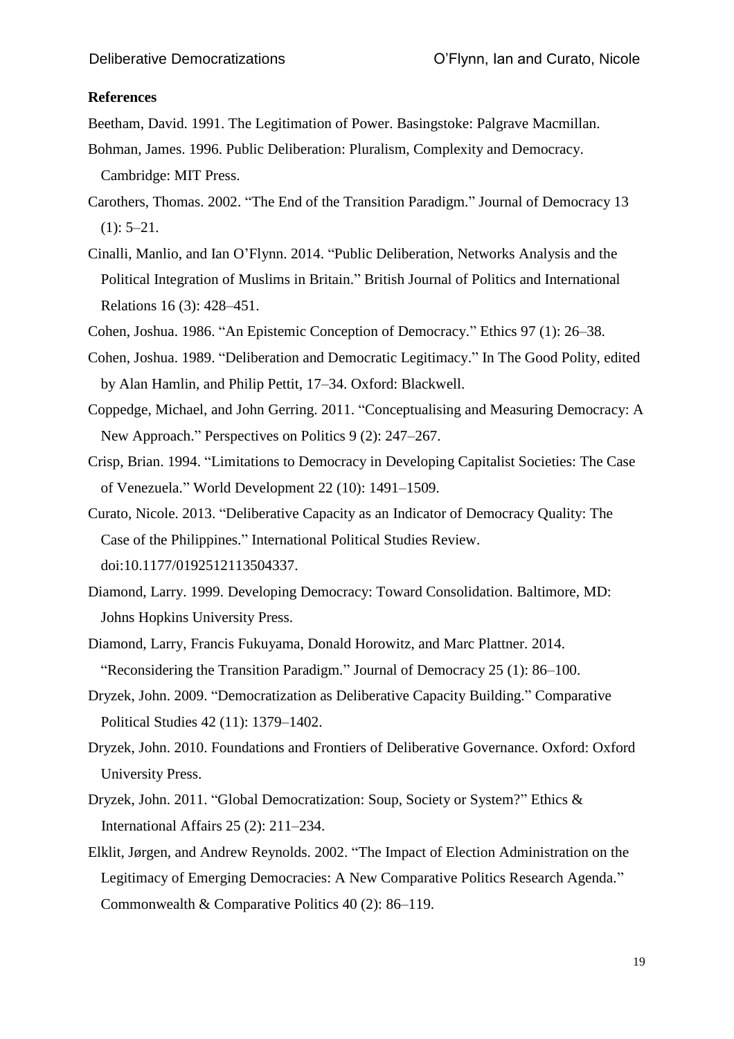**References**

Beetham, David. 1991. The Legitimation of Power. Basingstoke: Palgrave Macmillan.

Bohman, James. 1996. Public Deliberation: Pluralism, Complexity and Democracy. Cambridge: MIT Press.

Carothers, Thomas. 2002. "The End of the Transition Paradigm." Journal of Democracy 13 (1): 5–21.

Cinalli, Manlio, and Ian O'Flynn. 2014. "Public Deliberation, Networks Analysis and the Political Integration of Muslims in Britain." British Journal of Politics and International Relations 16 (3): 428–451.

Cohen, Joshua. 1986. "An Epistemic Conception of Democracy." Ethics 97 (1): 26–38.

Cohen, Joshua. 1989. "Deliberation and Democratic Legitimacy." In The Good Polity, edited by Alan Hamlin, and Philip Pettit, 17–34. Oxford: Blackwell.

Coppedge, Michael, and John Gerring. 2011. "Conceptualising and Measuring Democracy: A New Approach." Perspectives on Politics 9 (2): 247–267.

Crisp, Brian. 1994. "Limitations to Democracy in Developing Capitalist Societies: The Case of Venezuela." World Development 22 (10): 1491–1509.

Curato, Nicole. 2013. "Deliberative Capacity as an Indicator of Democracy Quality: The Case of the Philippines." International Political Studies Review. doi:10.1177/0192512113504337.

Diamond, Larry. 1999. Developing Democracy: Toward Consolidation. Baltimore, MD: Johns Hopkins University Press.

Diamond, Larry, Francis Fukuyama, Donald Horowitz, and Marc Plattner. 2014. "Reconsidering the Transition Paradigm." Journal of Democracy 25 (1): 86–100.

Dryzek, John. 2009. "Democratization as Deliberative Capacity Building." Comparative Political Studies 42 (11): 1379–1402.

Dryzek, John. 2010. Foundations and Frontiers of Deliberative Governance. Oxford: Oxford University Press.

Dryzek, John. 2011. "Global Democratization: Soup, Society or System?" Ethics & International Affairs 25 (2): 211–234.

Elklit, Jørgen, and Andrew Reynolds. 2002. "The Impact of Election Administration on the Legitimacy of Emerging Democracies: A New Comparative Politics Research Agenda." Commonwealth & Comparative Politics 40 (2): 86–119.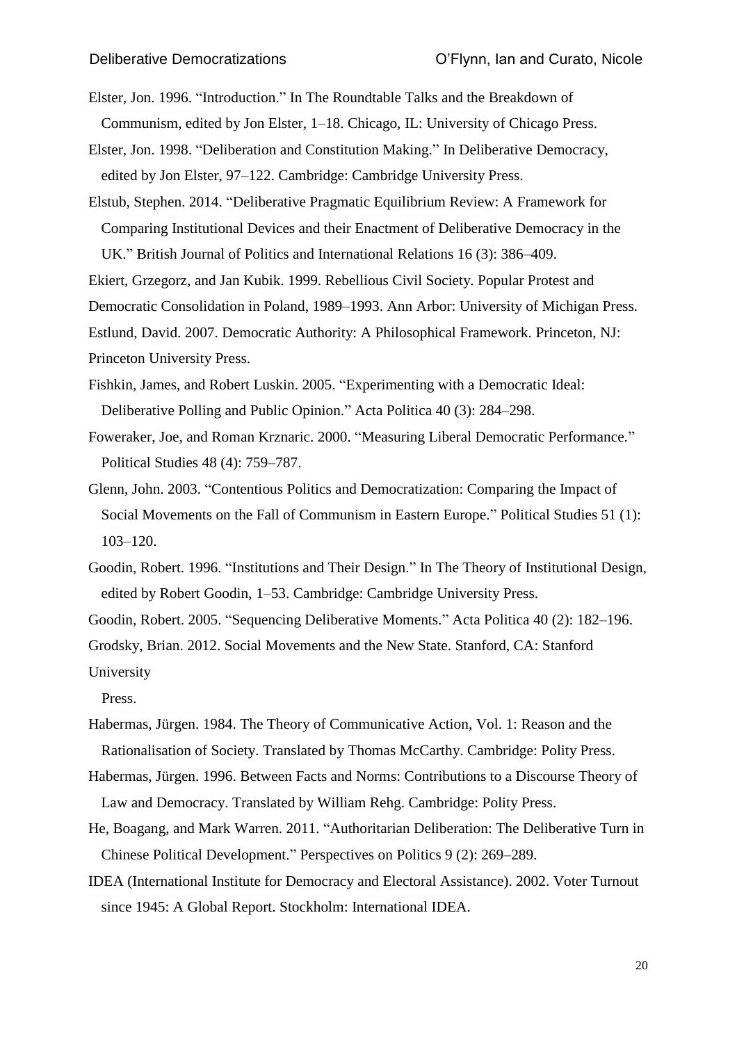Elster, Jon. 1996. “Introduction.” In The Roundtable Talks and the Breakdown of Communism, edited by Jon Elster, 1–18. Chicago, IL: University of Chicago Press.

Elster, Jon. 1998. “Deliberation and Constitution Making.” In Deliberative Democracy, edited by Jon Elster, 97–122. Cambridge: Cambridge University Press.

Elstub, Stephen. 2014. “Deliberative Pragmatic Equilibrium Review: A Framework for Comparing Institutional Devices and their Enactment of Deliberative Democracy in the UK.” British Journal of Politics and International Relations 16 (3): 386–409.

Ekiert, Grzegorz, and Jan Kubik. 1999. Rebellious Civil Society. Popular Protest and Democratic Consolidation in Poland, 1989–1993. Ann Arbor: University of Michigan Press.

Estlund, David. 2007. Democratic Authority: A Philosophical Framework. Princeton, NJ: Princeton University Press.

Fishkin, James, and Robert Luskin. 2005. “Experimenting with a Democratic Ideal: Deliberative Polling and Public Opinion.” Acta Politica 40 (3): 284–298.

Foweraker, Joe, and Roman Krznaric. 2000. “Measuring Liberal Democratic Performance.” Political Studies 48 (4): 759–787.

Glenn, John. 2003. “Contentious Politics and Democratization: Comparing the Impact of Social Movements on the Fall of Communism in Eastern Europe.” Political Studies 51 (1): 103–120.

Goodin, Robert. 1996. “Institutions and Their Design.” In The Theory of Institutional Design, edited by Robert Goodin, 1–53. Cambridge: Cambridge University Press.

Goodin, Robert. 2005. “Sequencing Deliberative Moments.” Acta Politica 40 (2): 182–196.

Grodsky, Brian. 2012. Social Movements and the New State. Stanford, CA: Stanford University Press.

Habermas, Jürgen. 1984. The Theory of Communicative Action, Vol. 1: Reason and the Rationalisation of Society. Translated by Thomas McCarthy. Cambridge: Polity Press.

Habermas, Jürgen. 1996. Between Facts and Norms: Contributions to a Discourse Theory of Law and Democracy. Translated by William Rehg. Cambridge: Polity Press.

He, Boagang, and Mark Warren. 2011. “Authoritarian Deliberation: The Deliberative Turn in Chinese Political Development.” Perspectives on Politics 9 (2): 269–289.

IDEA (International Institute for Democracy and Electoral Assistance). 2002. Voter Turnout since 1945: A Global Report. Stockholm: International IDEA.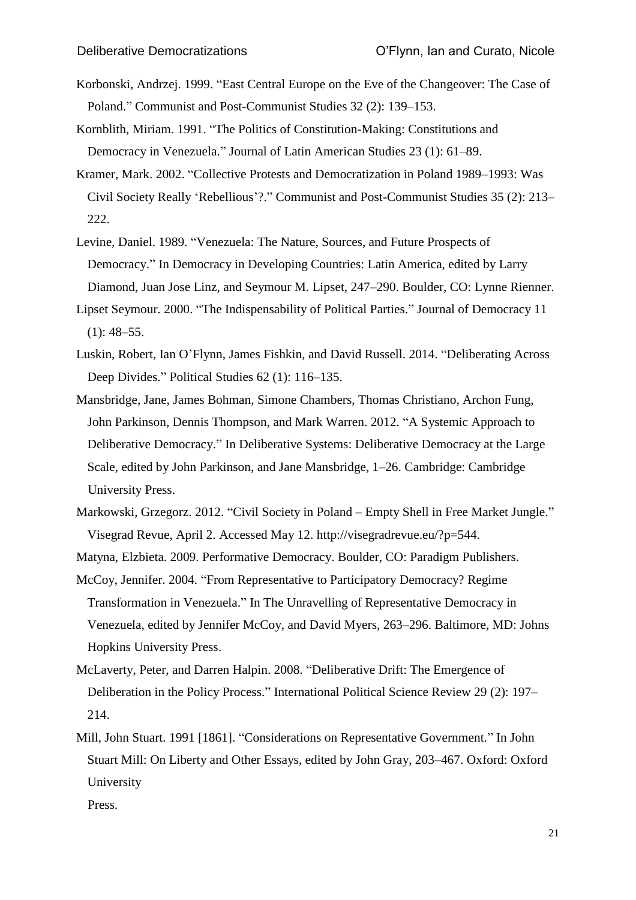Korbonski, Andrzej. 1999. “East Central Europe on the Eve of the Changeover: The Case of Poland.” Communist and Post-Communist Studies 32 (2): 139–153.

Kornblith, Miriam. 1991. “The Politics of Constitution-Making: Constitutions and Democracy in Venezuela.” Journal of Latin American Studies 23 (1): 61–89.

Kramer, Mark. 2002. “Collective Protests and Democratization in Poland 1989–1993: Was Civil Society Really ‘Rebellious’?.” Communist and Post-Communist Studies 35 (2): 213–222.

Levine, Daniel. 1989. “Venezuela: The Nature, Sources, and Future Prospects of Democracy.” In Democracy in Developing Countries: Latin America, edited by Larry Diamond, Juan Jose Linz, and Seymour M. Lipset, 247–290. Boulder, CO: Lynne Rienner.

Lipset Seymour. 2000. “The Indispensability of Political Parties.” Journal of Democracy 11 (1): 48–55.

Luskin, Robert, Ian O’Flynn, James Fishkin, and David Russell. 2014. “Deliberating Across Deep Divides.” Political Studies 62 (1): 116–135.

Mansbridge, Jane, James Bohman, Simone Chambers, Thomas Christiano, Archon Fung, John Parkinson, Dennis Thompson, and Mark Warren. 2012. “A Systemic Approach to Deliberative Democracy.” In Deliberative Systems: Deliberative Democracy at the Large Scale, edited by John Parkinson, and Jane Mansbridge, 1–26. Cambridge: Cambridge University Press.

Markowski, Grzegorz. 2012. “Civil Society in Poland – Empty Shell in Free Market Jungle.” Visegrad Revue, April 2. Accessed May 12. http://visegradrevue.eu/?p=544.

Matyna, Elzbieta. 2009. Performative Democracy. Boulder, CO: Paradigm Publishers.

McCoy, Jennifer. 2004. “From Representative to Participatory Democracy? Regime Transformation in Venezuela.” In The Unravelling of Representative Democracy in Venezuela, edited by Jennifer McCoy, and David Myers, 263–296. Baltimore, MD: Johns Hopkins University Press.

McLaverty, Peter, and Darren Halpin. 2008. “Deliberative Drift: The Emergence of Deliberation in the Policy Process.” International Political Science Review 29 (2): 197–214.

Mill, John Stuart. 1991 [1861]. “Considerations on Representative Government.” In John Stuart Mill: On Liberty and Other Essays, edited by John Gray, 203–467. Oxford: Oxford University Press.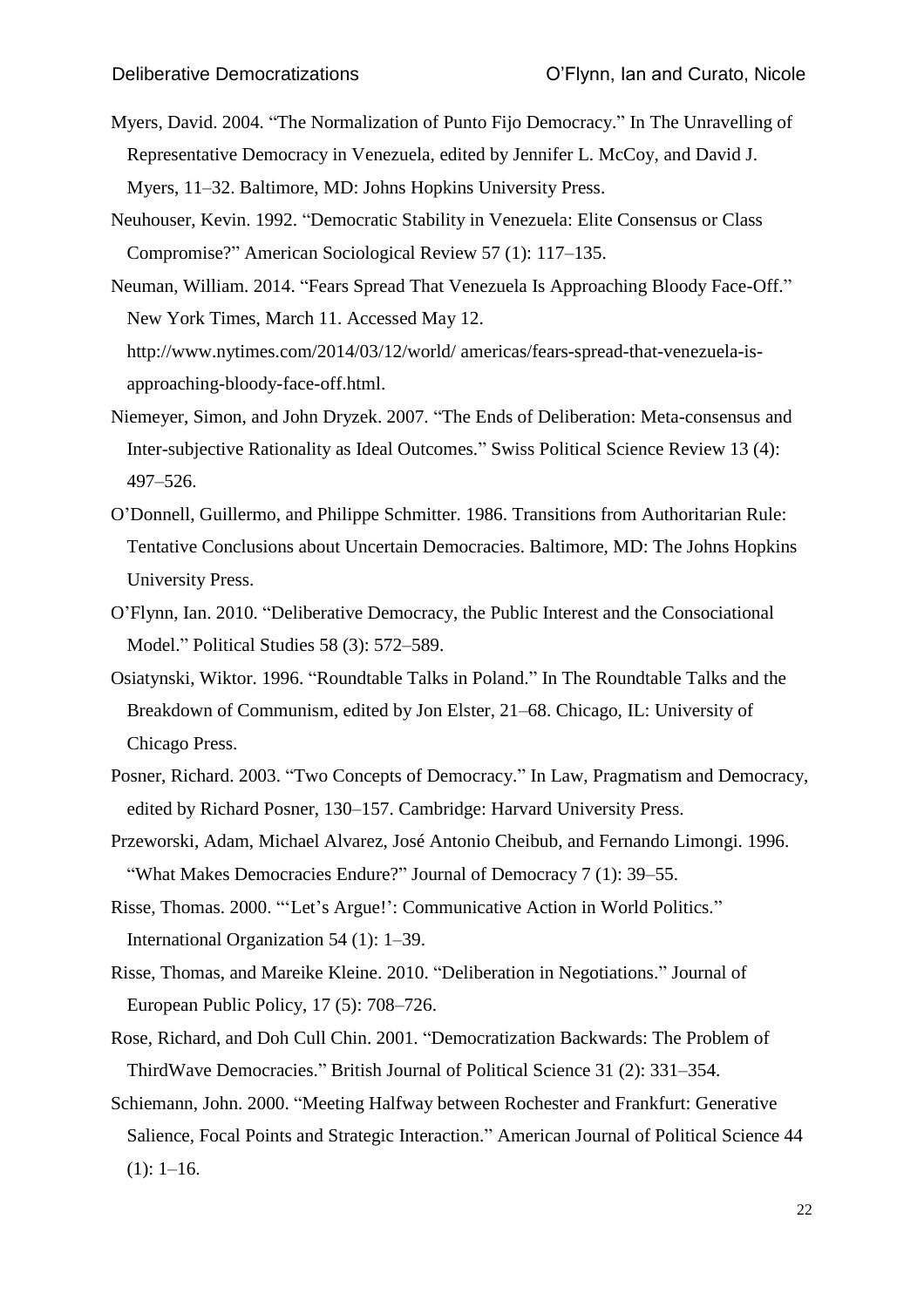Myers, David. 2004. "The Normalization of Punto Fijo Democracy." In The Unravelling of Representative Democracy in Venezuela, edited by Jennifer L. McCoy, and David J. Myers, 11–32. Baltimore, MD: Johns Hopkins University Press.

Neuhouser, Kevin. 1992. "Democratic Stability in Venezuela: Elite Consensus or Class Compromise?" American Sociological Review 57 (1): 117–135.

Neuman, William. 2014. "Fears Spread That Venezuela Is Approaching Bloody Face-Off." New York Times, March 11. Accessed May 12. http://www.nytimes.com/2014/03/12/world/ americas/fears-spread-that-venezuela-is-approaching-bloody-face-off.html.

Niemeyer, Simon, and John Dryzek. 2007. "The Ends of Deliberation: Meta-consensus and Inter-subjective Rationality as Ideal Outcomes." Swiss Political Science Review 13 (4): 497–526.

O'Donnell, Guillermo, and Philippe Schmitter. 1986. Transitions from Authoritarian Rule: Tentative Conclusions about Uncertain Democracies. Baltimore, MD: The Johns Hopkins University Press.

O'Flynn, Ian. 2010. "Deliberative Democracy, the Public Interest and the Consociational Model." Political Studies 58 (3): 572–589.

Osiatynski, Wiktor. 1996. "Roundtable Talks in Poland." In The Roundtable Talks and the Breakdown of Communism, edited by Jon Elster, 21–68. Chicago, IL: University of Chicago Press.

Posner, Richard. 2003. "Two Concepts of Democracy." In Law, Pragmatism and Democracy, edited by Richard Posner, 130–157. Cambridge: Harvard University Press.

Przeworski, Adam, Michael Alvarez, José Antonio Cheibub, and Fernando Limongi. 1996. "What Makes Democracies Endure?" Journal of Democracy 7 (1): 39–55.

Risse, Thomas. 2000. "'Let's Argue!': Communicative Action in World Politics." International Organization 54 (1): 1–39.

Risse, Thomas, and Mareike Kleine. 2010. "Deliberation in Negotiations." Journal of European Public Policy, 17 (5): 708–726.

Rose, Richard, and Doh Cull Chin. 2001. "Democratization Backwards: The Problem of ThirdWave Democracies." British Journal of Political Science 31 (2): 331–354.

Schiemann, John. 2000. "Meeting Halfway between Rochester and Frankfurt: Generative Salience, Focal Points and Strategic Interaction." American Journal of Political Science 44 (1): 1–16.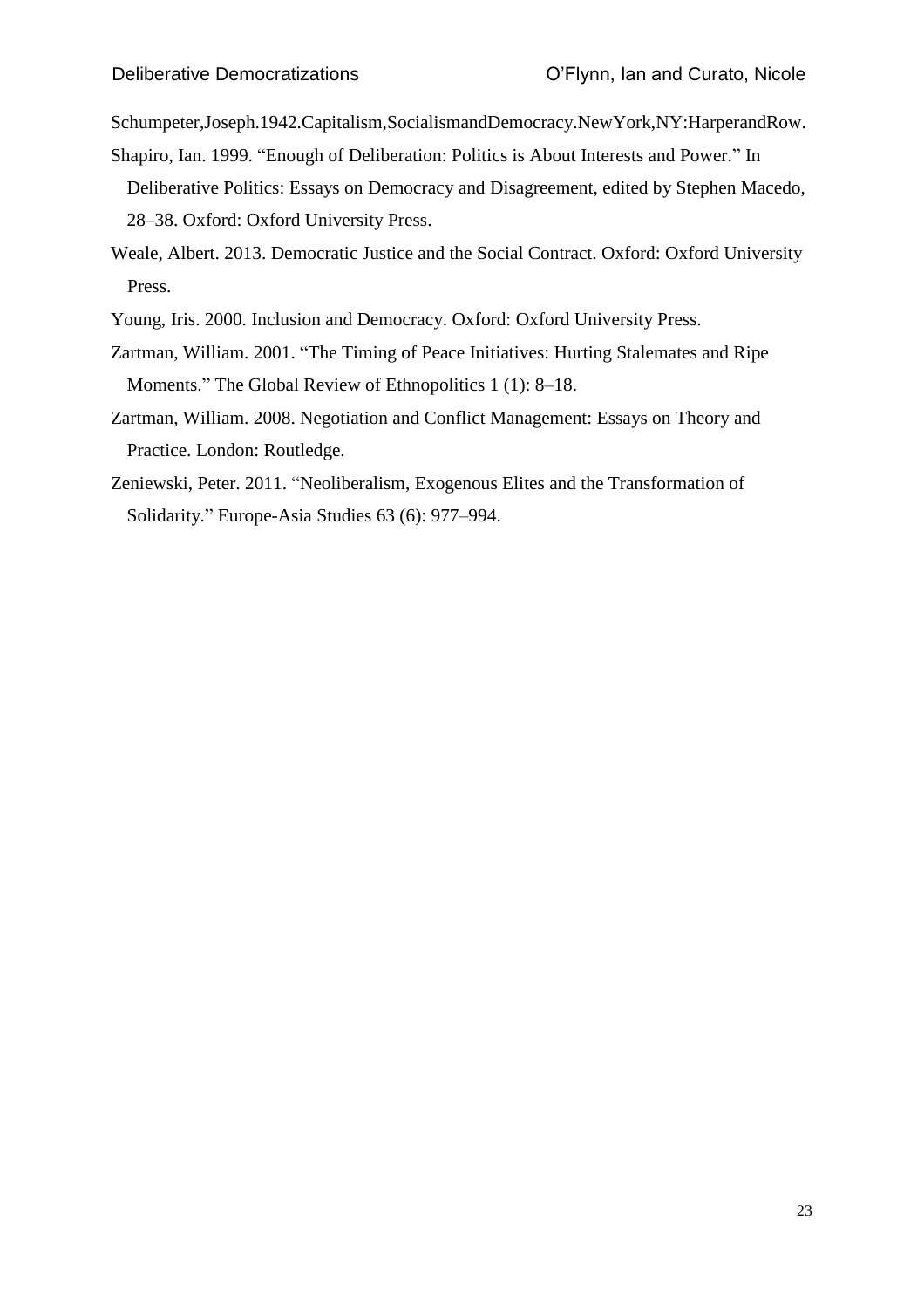Schumpeter,Joseph.1942.Capitalism,SocialismandDemocracy.NewYork,NY:HarperandRow.

Shapiro, Ian. 1999. "Enough of Deliberation: Politics is About Interests and Power." In Deliberative Politics: Essays on Democracy and Disagreement, edited by Stephen Macedo, 28–38. Oxford: Oxford University Press.

Weale, Albert. 2013. Democratic Justice and the Social Contract. Oxford: Oxford University Press.

Young, Iris. 2000. Inclusion and Democracy. Oxford: Oxford University Press.

Zartman, William. 2001. "The Timing of Peace Initiatives: Hurting Stalemates and Ripe Moments." The Global Review of Ethnopolitics 1 (1): 8–18.

Zartman, William. 2008. Negotiation and Conflict Management: Essays on Theory and Practice. London: Routledge.

Zeniewski, Peter. 2011. "Neoliberalism, Exogenous Elites and the Transformation of Solidarity." Europe-Asia Studies 63 (6): 977–994.